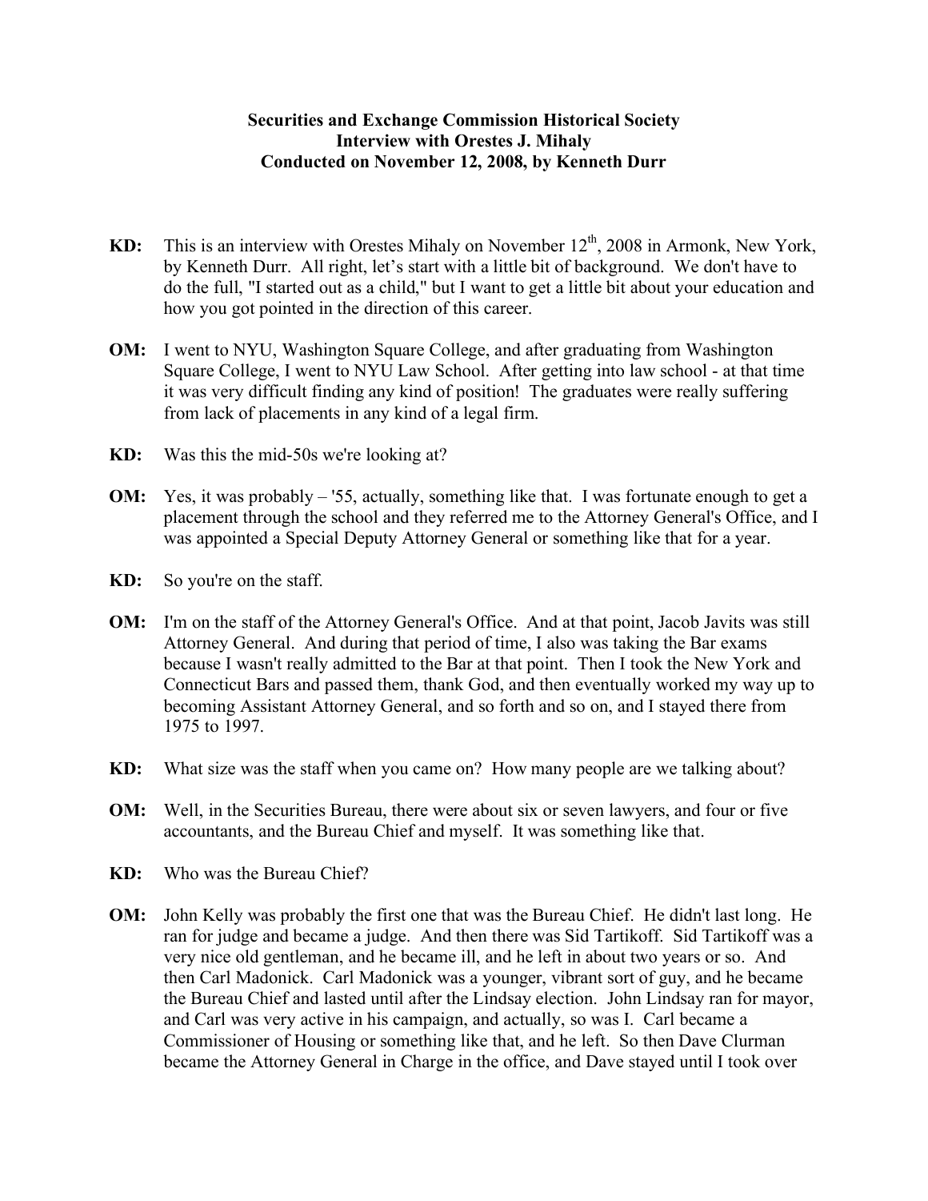**Securities and Exchange Commission Historical Society**
**Interview with Orestes J. Mihaly**
**Conducted on November 12, 2008, by Kenneth Durr**

**KD:** This is an interview with Orestes Mihaly on November 12th, 2008 in Armonk, New York, by Kenneth Durr. All right, let's start with a little bit of background. We don't have to do the full, "I started out as a child," but I want to get a little bit about your education and how you got pointed in the direction of this career.

**OM:** I went to NYU, Washington Square College, and after graduating from Washington Square College, I went to NYU Law School. After getting into law school - at that time it was very difficult finding any kind of position! The graduates were really suffering from lack of placements in any kind of a legal firm.

**KD:** Was this the mid-50s we're looking at?

**OM:** Yes, it was probably – '55, actually, something like that. I was fortunate enough to get a placement through the school and they referred me to the Attorney General's Office, and I was appointed a Special Deputy Attorney General or something like that for a year.

**KD:** So you're on the staff.

**OM:** I'm on the staff of the Attorney General's Office. And at that point, Jacob Javits was still Attorney General. And during that period of time, I also was taking the Bar exams because I wasn't really admitted to the Bar at that point. Then I took the New York and Connecticut Bars and passed them, thank God, and then eventually worked my way up to becoming Assistant Attorney General, and so forth and so on, and I stayed there from 1975 to 1997.

**KD:** What size was the staff when you came on? How many people are we talking about?

**OM:** Well, in the Securities Bureau, there were about six or seven lawyers, and four or five accountants, and the Bureau Chief and myself. It was something like that.

**KD:** Who was the Bureau Chief?

**OM:** John Kelly was probably the first one that was the Bureau Chief. He didn't last long. He ran for judge and became a judge. And then there was Sid Tartikoff. Sid Tartikoff was a very nice old gentleman, and he became ill, and he left in about two years or so. And then Carl Madonick. Carl Madonick was a younger, vibrant sort of guy, and he became the Bureau Chief and lasted until after the Lindsay election. John Lindsay ran for mayor, and Carl was very active in his campaign, and actually, so was I. Carl became a Commissioner of Housing or something like that, and he left. So then Dave Clurman became the Attorney General in Charge in the office, and Dave stayed until I took over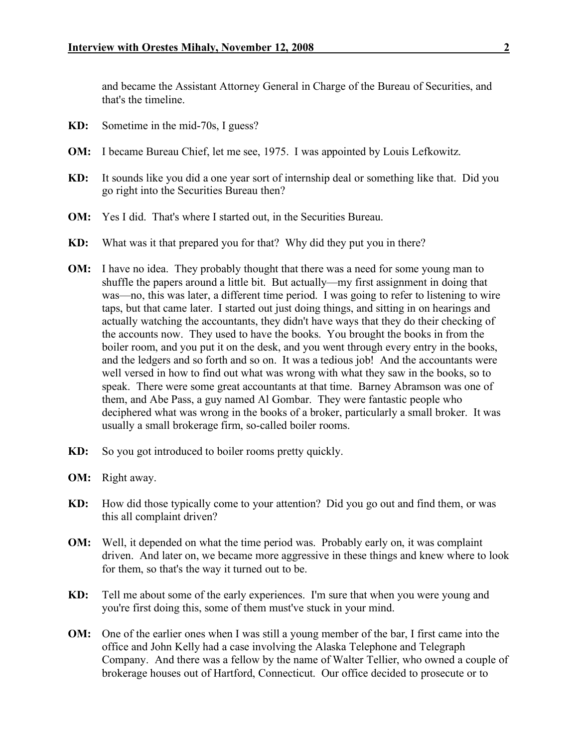and became the Assistant Attorney General in Charge of the Bureau of Securities, and that's the timeline.

**KD:** Sometime in the mid-70s, I guess?

**OM:** I became Bureau Chief, let me see, 1975. I was appointed by Louis Lefkowitz.

**KD:** It sounds like you did a one year sort of internship deal or something like that. Did you go right into the Securities Bureau then?

**OM:** Yes I did. That's where I started out, in the Securities Bureau.

**KD:** What was it that prepared you for that? Why did they put you in there?

**OM:** I have no idea. They probably thought that there was a need for some young man to shuffle the papers around a little bit. But actually—my first assignment in doing that was—no, this was later, a different time period. I was going to refer to listening to wire taps, but that came later. I started out just doing things, and sitting in on hearings and actually watching the accountants, they didn't have ways that they do their checking of the accounts now. They used to have the books. You brought the books in from the boiler room, and you put it on the desk, and you went through every entry in the books, and the ledgers and so forth and so on. It was a tedious job! And the accountants were well versed in how to find out what was wrong with what they saw in the books, so to speak. There were some great accountants at that time. Barney Abramson was one of them, and Abe Pass, a guy named Al Gombar. They were fantastic people who deciphered what was wrong in the books of a broker, particularly a small broker. It was usually a small brokerage firm, so-called boiler rooms.

**KD:** So you got introduced to boiler rooms pretty quickly.

**OM:** Right away.

**KD:** How did those typically come to your attention? Did you go out and find them, or was this all complaint driven?

**OM:** Well, it depended on what the time period was. Probably early on, it was complaint driven. And later on, we became more aggressive in these things and knew where to look for them, so that's the way it turned out to be.

**KD:** Tell me about some of the early experiences. I'm sure that when you were young and you're first doing this, some of them must've stuck in your mind.

**OM:** One of the earlier ones when I was still a young member of the bar, I first came into the office and John Kelly had a case involving the Alaska Telephone and Telegraph Company. And there was a fellow by the name of Walter Tellier, who owned a couple of brokerage houses out of Hartford, Connecticut. Our office decided to prosecute or to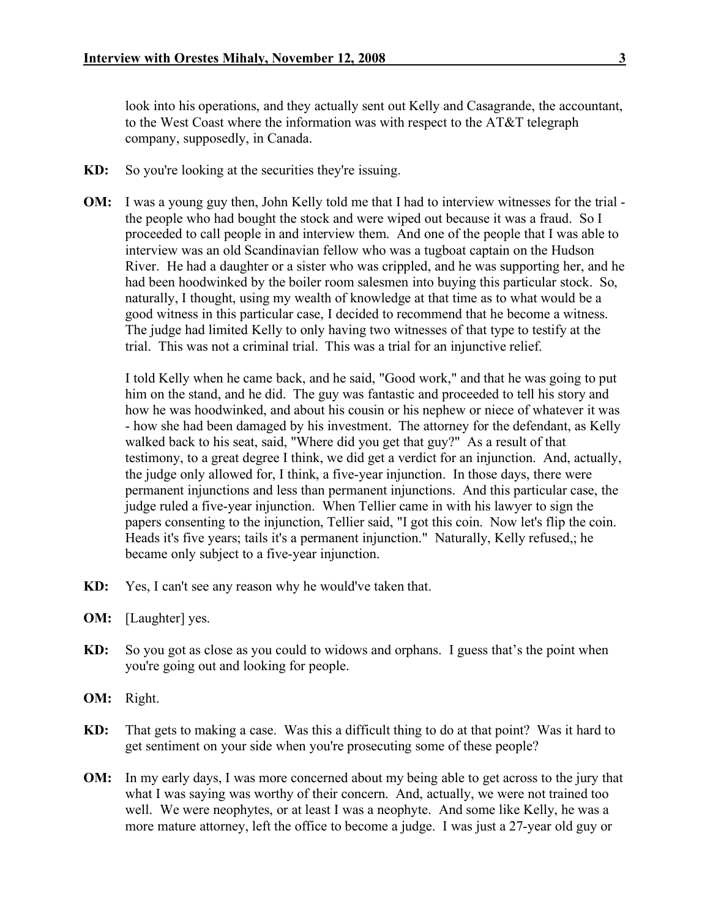look into his operations, and they actually sent out Kelly and Casagrande, the accountant, to the West Coast where the information was with respect to the AT&T telegraph company, supposedly, in Canada.

**KD:** So you're looking at the securities they're issuing.

**OM:** I was a young guy then, John Kelly told me that I had to interview witnesses for the trial - the people who had bought the stock and were wiped out because it was a fraud. So I proceeded to call people in and interview them. And one of the people that I was able to interview was an old Scandinavian fellow who was a tugboat captain on the Hudson River. He had a daughter or a sister who was crippled, and he was supporting her, and he had been hoodwinked by the boiler room salesmen into buying this particular stock. So, naturally, I thought, using my wealth of knowledge at that time as to what would be a good witness in this particular case, I decided to recommend that he become a witness. The judge had limited Kelly to only having two witnesses of that type to testify at the trial. This was not a criminal trial. This was a trial for an injunctive relief.

I told Kelly when he came back, and he said, "Good work," and that he was going to put him on the stand, and he did. The guy was fantastic and proceeded to tell his story and how he was hoodwinked, and about his cousin or his nephew or niece of whatever it was - how she had been damaged by his investment. The attorney for the defendant, as Kelly walked back to his seat, said, "Where did you get that guy?" As a result of that testimony, to a great degree I think, we did get a verdict for an injunction. And, actually, the judge only allowed for, I think, a five-year injunction. In those days, there were permanent injunctions and less than permanent injunctions. And this particular case, the judge ruled a five-year injunction. When Tellier came in with his lawyer to sign the papers consenting to the injunction, Tellier said, "I got this coin. Now let's flip the coin. Heads it's five years; tails it's a permanent injunction." Naturally, Kelly refused,; he became only subject to a five-year injunction.

**KD:** Yes, I can't see any reason why he would've taken that.

**OM:** [Laughter] yes.

**KD:** So you got as close as you could to widows and orphans. I guess that's the point when you're going out and looking for people.

**OM:** Right.

**KD:** That gets to making a case. Was this a difficult thing to do at that point? Was it hard to get sentiment on your side when you're prosecuting some of these people?

**OM:** In my early days, I was more concerned about my being able to get across to the jury that what I was saying was worthy of their concern. And, actually, we were not trained too well. We were neophytes, or at least I was a neophyte. And some like Kelly, he was a more mature attorney, left the office to become a judge. I was just a 27-year old guy or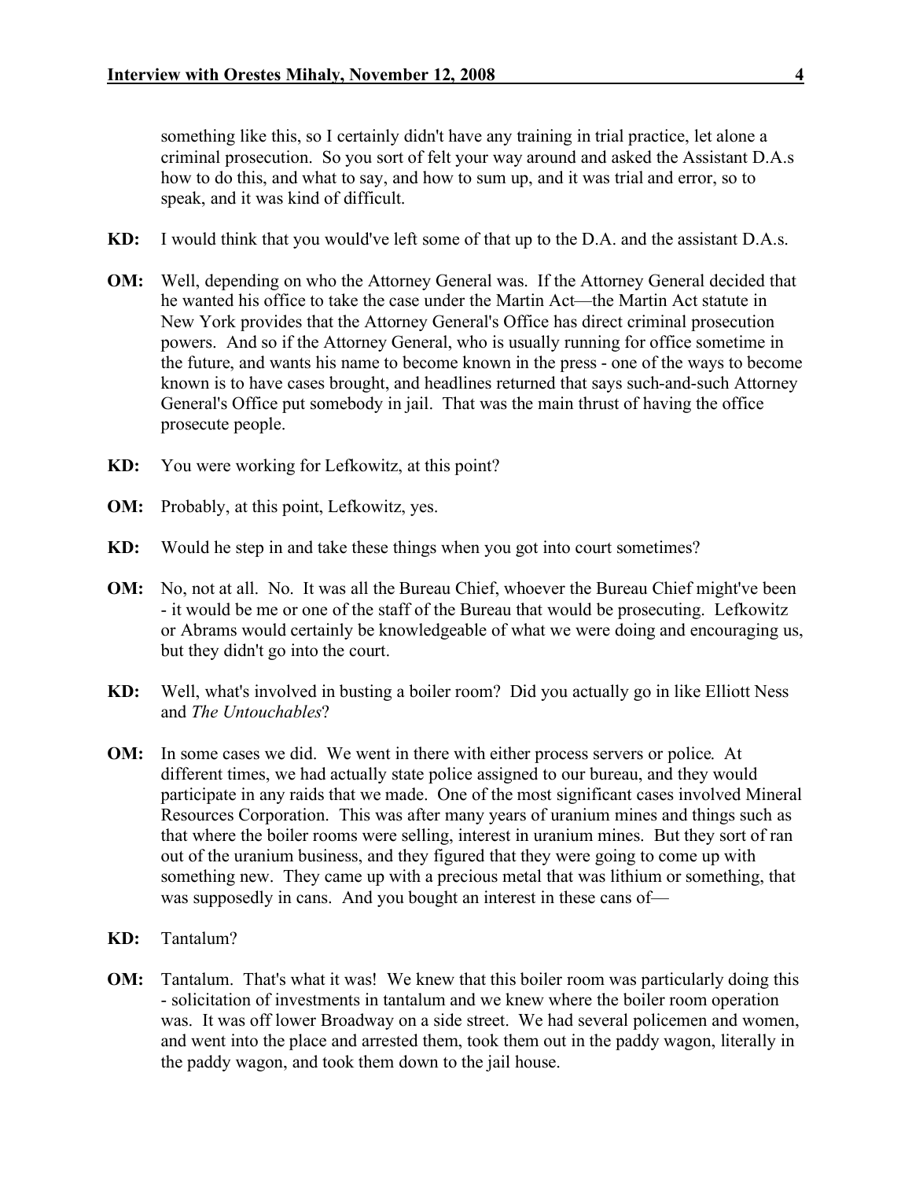something like this, so I certainly didn't have any training in trial practice, let alone a criminal prosecution. So you sort of felt your way around and asked the Assistant D.A.s how to do this, and what to say, and how to sum up, and it was trial and error, so to speak, and it was kind of difficult.

**KD:** I would think that you would've left some of that up to the D.A. and the assistant D.A.s.

**OM:** Well, depending on who the Attorney General was. If the Attorney General decided that he wanted his office to take the case under the Martin Act—the Martin Act statute in New York provides that the Attorney General's Office has direct criminal prosecution powers. And so if the Attorney General, who is usually running for office sometime in the future, and wants his name to become known in the press - one of the ways to become known is to have cases brought, and headlines returned that says such-and-such Attorney General's Office put somebody in jail. That was the main thrust of having the office prosecute people.

**KD:** You were working for Lefkowitz, at this point?

**OM:** Probably, at this point, Lefkowitz, yes.

**KD:** Would he step in and take these things when you got into court sometimes?

**OM:** No, not at all. No. It was all the Bureau Chief, whoever the Bureau Chief might've been - it would be me or one of the staff of the Bureau that would be prosecuting. Lefkowitz or Abrams would certainly be knowledgeable of what we were doing and encouraging us, but they didn't go into the court.

**KD:** Well, what's involved in busting a boiler room? Did you actually go in like Elliott Ness and *The Untouchables*?

**OM:** In some cases we did. We went in there with either process servers or police. At different times, we had actually state police assigned to our bureau, and they would participate in any raids that we made. One of the most significant cases involved Mineral Resources Corporation. This was after many years of uranium mines and things such as that where the boiler rooms were selling, interest in uranium mines. But they sort of ran out of the uranium business, and they figured that they were going to come up with something new. They came up with a precious metal that was lithium or something, that was supposedly in cans. And you bought an interest in these cans of—

**KD:** Tantalum?

**OM:** Tantalum. That's what it was! We knew that this boiler room was particularly doing this - solicitation of investments in tantalum and we knew where the boiler room operation was. It was off lower Broadway on a side street. We had several policemen and women, and went into the place and arrested them, took them out in the paddy wagon, literally in the paddy wagon, and took them down to the jail house.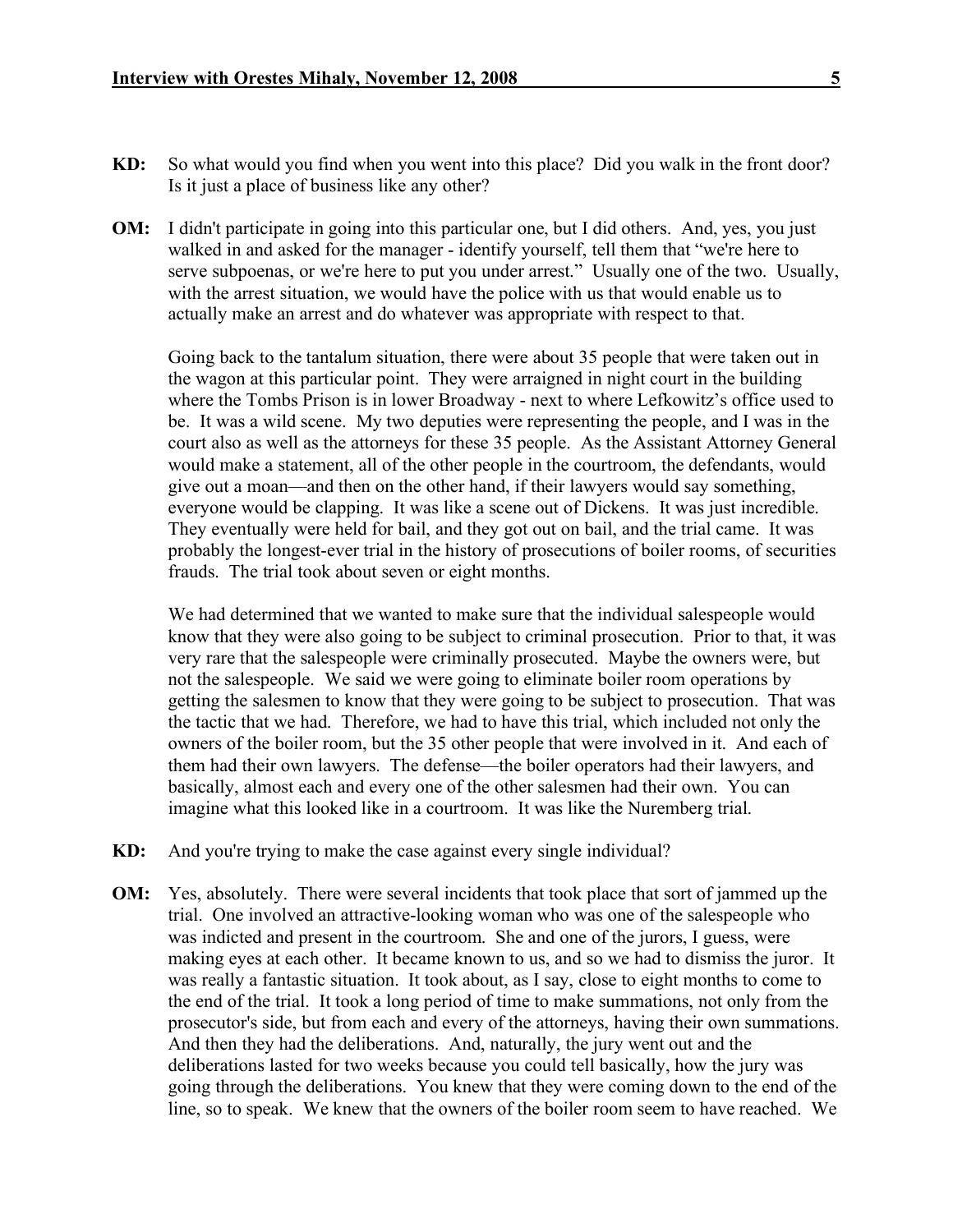**KD:** So what would you find when you went into this place? Did you walk in the front door? Is it just a place of business like any other?

**OM:** I didn't participate in going into this particular one, but I did others. And, yes, you just walked in and asked for the manager - identify yourself, tell them that "we're here to serve subpoenas, or we're here to put you under arrest." Usually one of the two. Usually, with the arrest situation, we would have the police with us that would enable us to actually make an arrest and do whatever was appropriate with respect to that.

Going back to the tantalum situation, there were about 35 people that were taken out in the wagon at this particular point. They were arraigned in night court in the building where the Tombs Prison is in lower Broadway - next to where Lefkowitz's office used to be. It was a wild scene. My two deputies were representing the people, and I was in the court also as well as the attorneys for these 35 people. As the Assistant Attorney General would make a statement, all of the other people in the courtroom, the defendants, would give out a moan—and then on the other hand, if their lawyers would say something, everyone would be clapping. It was like a scene out of Dickens. It was just incredible. They eventually were held for bail, and they got out on bail, and the trial came. It was probably the longest-ever trial in the history of prosecutions of boiler rooms, of securities frauds. The trial took about seven or eight months.

We had determined that we wanted to make sure that the individual salespeople would know that they were also going to be subject to criminal prosecution. Prior to that, it was very rare that the salespeople were criminally prosecuted. Maybe the owners were, but not the salespeople. We said we were going to eliminate boiler room operations by getting the salesmen to know that they were going to be subject to prosecution. That was the tactic that we had. Therefore, we had to have this trial, which included not only the owners of the boiler room, but the 35 other people that were involved in it. And each of them had their own lawyers. The defense—the boiler operators had their lawyers, and basically, almost each and every one of the other salesmen had their own. You can imagine what this looked like in a courtroom. It was like the Nuremberg trial.

**KD:** And you're trying to make the case against every single individual?

**OM:** Yes, absolutely. There were several incidents that took place that sort of jammed up the trial. One involved an attractive-looking woman who was one of the salespeople who was indicted and present in the courtroom. She and one of the jurors, I guess, were making eyes at each other. It became known to us, and so we had to dismiss the juror. It was really a fantastic situation. It took about, as I say, close to eight months to come to the end of the trial. It took a long period of time to make summations, not only from the prosecutor's side, but from each and every of the attorneys, having their own summations. And then they had the deliberations. And, naturally, the jury went out and the deliberations lasted for two weeks because you could tell basically, how the jury was going through the deliberations. You knew that they were coming down to the end of the line, so to speak. We knew that the owners of the boiler room seem to have reached. We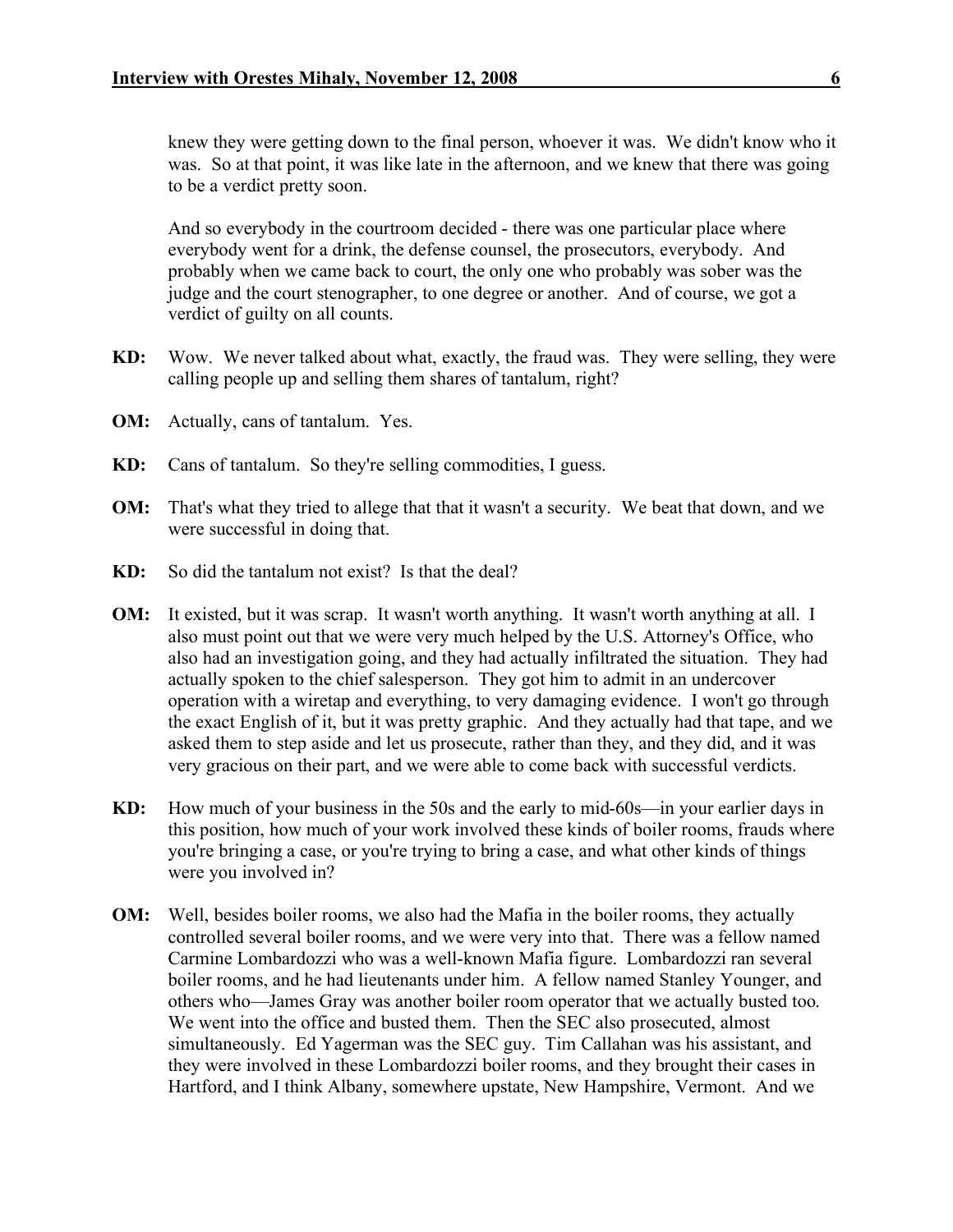knew they were getting down to the final person, whoever it was. We didn't know who it was. So at that point, it was like late in the afternoon, and we knew that there was going to be a verdict pretty soon.

And so everybody in the courtroom decided - there was one particular place where everybody went for a drink, the defense counsel, the prosecutors, everybody. And probably when we came back to court, the only one who probably was sober was the judge and the court stenographer, to one degree or another. And of course, we got a verdict of guilty on all counts.

**KD:** Wow. We never talked about what, exactly, the fraud was. They were selling, they were calling people up and selling them shares of tantalum, right?

**OM:** Actually, cans of tantalum. Yes.

**KD:** Cans of tantalum. So they're selling commodities, I guess.

**OM:** That's what they tried to allege that that it wasn't a security. We beat that down, and we were successful in doing that.

**KD:** So did the tantalum not exist? Is that the deal?

**OM:** It existed, but it was scrap. It wasn't worth anything. It wasn't worth anything at all. I also must point out that we were very much helped by the U.S. Attorney's Office, who also had an investigation going, and they had actually infiltrated the situation. They had actually spoken to the chief salesperson. They got him to admit in an undercover operation with a wiretap and everything, to very damaging evidence. I won't go through the exact English of it, but it was pretty graphic. And they actually had that tape, and we asked them to step aside and let us prosecute, rather than they, and they did, and it was very gracious on their part, and we were able to come back with successful verdicts.

**KD:** How much of your business in the 50s and the early to mid-60s—in your earlier days in this position, how much of your work involved these kinds of boiler rooms, frauds where you're bringing a case, or you're trying to bring a case, and what other kinds of things were you involved in?

**OM:** Well, besides boiler rooms, we also had the Mafia in the boiler rooms, they actually controlled several boiler rooms, and we were very into that. There was a fellow named Carmine Lombardozzi who was a well-known Mafia figure. Lombardozzi ran several boiler rooms, and he had lieutenants under him. A fellow named Stanley Younger, and others who—James Gray was another boiler room operator that we actually busted too. We went into the office and busted them. Then the SEC also prosecuted, almost simultaneously. Ed Yagerman was the SEC guy. Tim Callahan was his assistant, and they were involved in these Lombardozzi boiler rooms, and they brought their cases in Hartford, and I think Albany, somewhere upstate, New Hampshire, Vermont. And we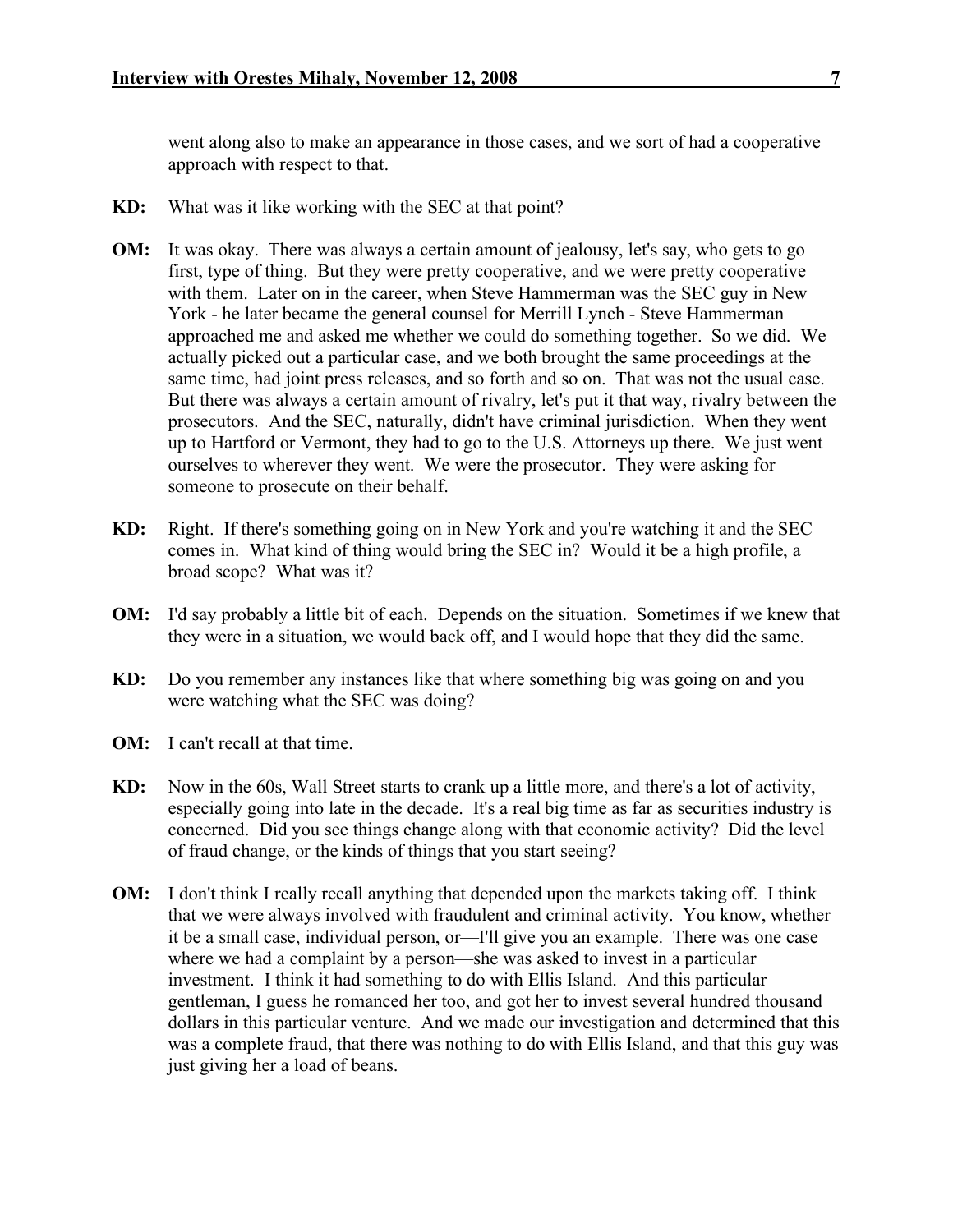went along also to make an appearance in those cases, and we sort of had a cooperative approach with respect to that.

**KD:** What was it like working with the SEC at that point?

**OM:** It was okay. There was always a certain amount of jealousy, let's say, who gets to go first, type of thing. But they were pretty cooperative, and we were pretty cooperative with them. Later on in the career, when Steve Hammerman was the SEC guy in New York - he later became the general counsel for Merrill Lynch - Steve Hammerman approached me and asked me whether we could do something together. So we did. We actually picked out a particular case, and we both brought the same proceedings at the same time, had joint press releases, and so forth and so on. That was not the usual case. But there was always a certain amount of rivalry, let's put it that way, rivalry between the prosecutors. And the SEC, naturally, didn't have criminal jurisdiction. When they went up to Hartford or Vermont, they had to go to the U.S. Attorneys up there. We just went ourselves to wherever they went. We were the prosecutor. They were asking for someone to prosecute on their behalf.

**KD:** Right. If there's something going on in New York and you're watching it and the SEC comes in. What kind of thing would bring the SEC in? Would it be a high profile, a broad scope? What was it?

**OM:** I'd say probably a little bit of each. Depends on the situation. Sometimes if we knew that they were in a situation, we would back off, and I would hope that they did the same.

**KD:** Do you remember any instances like that where something big was going on and you were watching what the SEC was doing?

**OM:** I can't recall at that time.

**KD:** Now in the 60s, Wall Street starts to crank up a little more, and there's a lot of activity, especially going into late in the decade. It's a real big time as far as securities industry is concerned. Did you see things change along with that economic activity? Did the level of fraud change, or the kinds of things that you start seeing?

**OM:** I don't think I really recall anything that depended upon the markets taking off. I think that we were always involved with fraudulent and criminal activity. You know, whether it be a small case, individual person, or—I'll give you an example. There was one case where we had a complaint by a person—she was asked to invest in a particular investment. I think it had something to do with Ellis Island. And this particular gentleman, I guess he romanced her too, and got her to invest several hundred thousand dollars in this particular venture. And we made our investigation and determined that this was a complete fraud, that there was nothing to do with Ellis Island, and that this guy was just giving her a load of beans.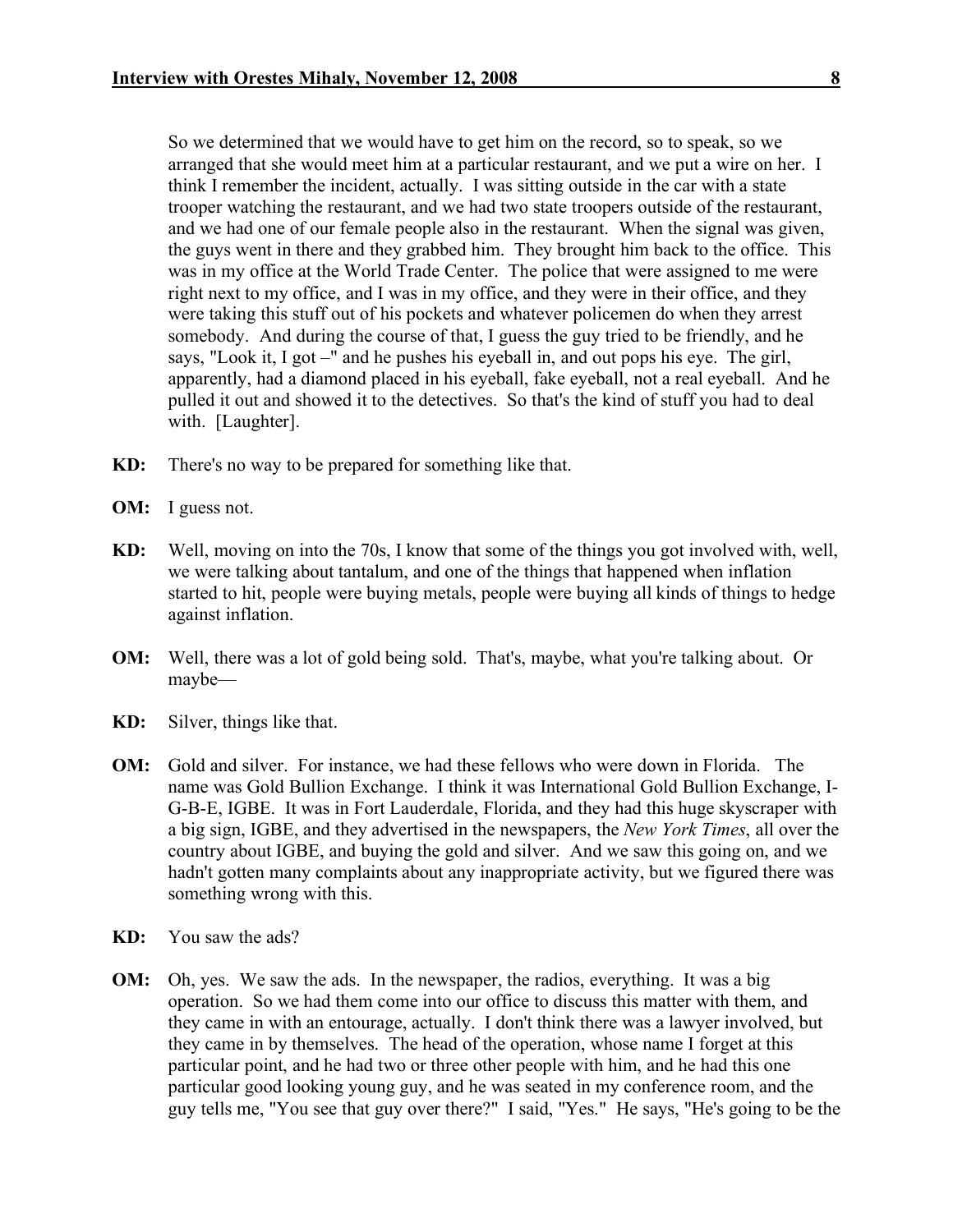So we determined that we would have to get him on the record, so to speak, so we arranged that she would meet him at a particular restaurant, and we put a wire on her. I think I remember the incident, actually. I was sitting outside in the car with a state trooper watching the restaurant, and we had two state troopers outside of the restaurant, and we had one of our female people also in the restaurant. When the signal was given, the guys went in there and they grabbed him. They brought him back to the office. This was in my office at the World Trade Center. The police that were assigned to me were right next to my office, and I was in my office, and they were in their office, and they were taking this stuff out of his pockets and whatever policemen do when they arrest somebody. And during the course of that, I guess the guy tried to be friendly, and he says, "Look it, I got –" and he pushes his eyeball in, and out pops his eye. The girl, apparently, had a diamond placed in his eyeball, fake eyeball, not a real eyeball. And he pulled it out and showed it to the detectives. So that's the kind of stuff you had to deal with. [Laughter].

**KD:** There's no way to be prepared for something like that.

**OM:** I guess not.

**KD:** Well, moving on into the 70s, I know that some of the things you got involved with, well, we were talking about tantalum, and one of the things that happened when inflation started to hit, people were buying metals, people were buying all kinds of things to hedge against inflation.

**OM:** Well, there was a lot of gold being sold. That's, maybe, what you're talking about. Or maybe—

**KD:** Silver, things like that.

**OM:** Gold and silver. For instance, we had these fellows who were down in Florida. The name was Gold Bullion Exchange. I think it was International Gold Bullion Exchange, I-G-B-E, IGBE. It was in Fort Lauderdale, Florida, and they had this huge skyscraper with a big sign, IGBE, and they advertised in the newspapers, the *New York Times*, all over the country about IGBE, and buying the gold and silver. And we saw this going on, and we hadn't gotten many complaints about any inappropriate activity, but we figured there was something wrong with this.

**KD:** You saw the ads?

**OM:** Oh, yes. We saw the ads. In the newspaper, the radios, everything. It was a big operation. So we had them come into our office to discuss this matter with them, and they came in with an entourage, actually. I don't think there was a lawyer involved, but they came in by themselves. The head of the operation, whose name I forget at this particular point, and he had two or three other people with him, and he had this one particular good looking young guy, and he was seated in my conference room, and the guy tells me, "You see that guy over there?" I said, "Yes." He says, "He's going to be the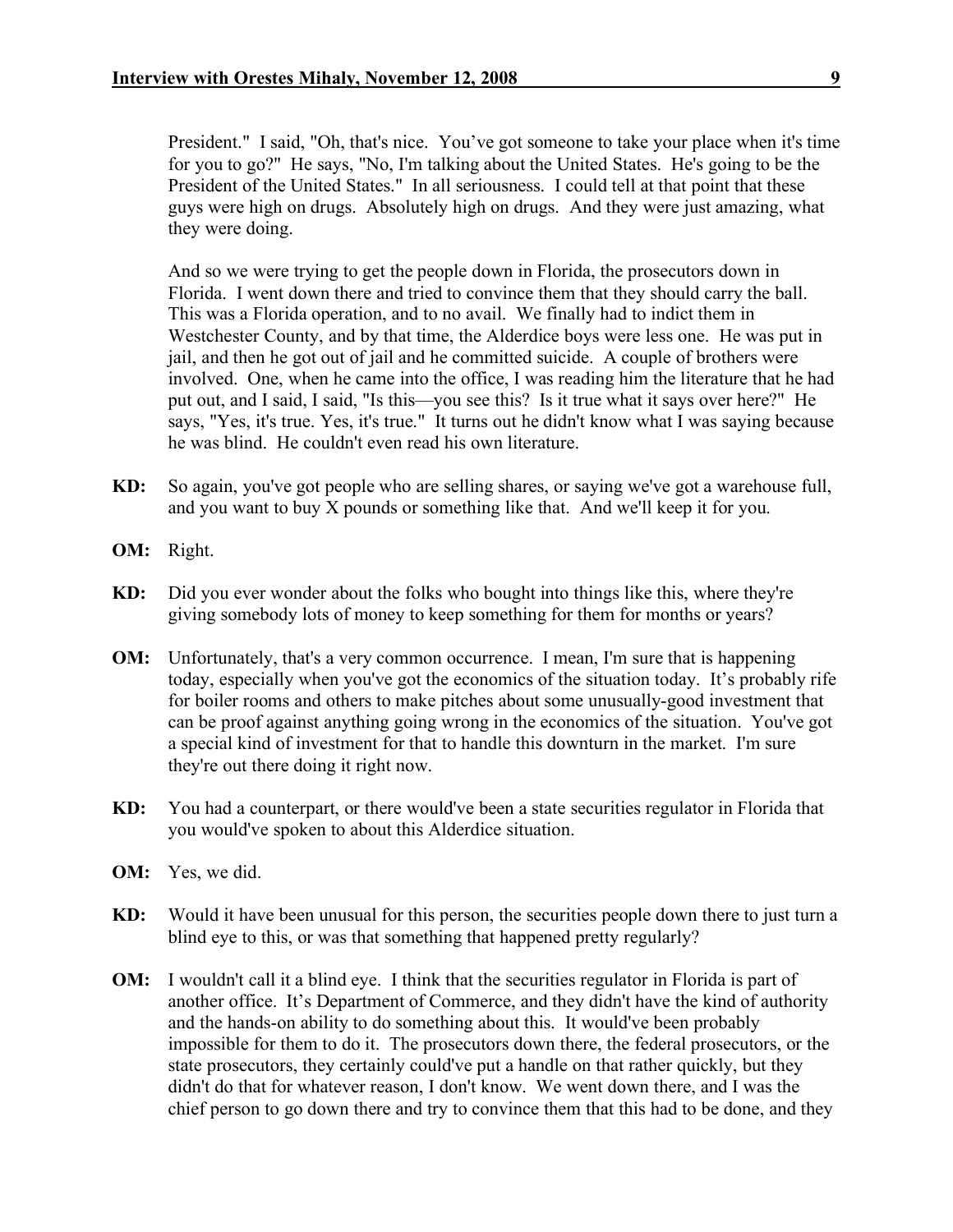President." I said, "Oh, that's nice. You've got someone to take your place when it's time for you to go?" He says, "No, I'm talking about the United States. He's going to be the President of the United States." In all seriousness. I could tell at that point that these guys were high on drugs. Absolutely high on drugs. And they were just amazing, what they were doing.

And so we were trying to get the people down in Florida, the prosecutors down in Florida. I went down there and tried to convince them that they should carry the ball. This was a Florida operation, and to no avail. We finally had to indict them in Westchester County, and by that time, the Alderdice boys were less one. He was put in jail, and then he got out of jail and he committed suicide. A couple of brothers were involved. One, when he came into the office, I was reading him the literature that he had put out, and I said, I said, "Is this—you see this? Is it true what it says over here?" He says, "Yes, it's true. Yes, it's true." It turns out he didn't know what I was saying because he was blind. He couldn't even read his own literature.

**KD:** So again, you've got people who are selling shares, or saying we've got a warehouse full, and you want to buy X pounds or something like that. And we'll keep it for you.

**OM:** Right.

**KD:** Did you ever wonder about the folks who bought into things like this, where they're giving somebody lots of money to keep something for them for months or years?

**OM:** Unfortunately, that's a very common occurrence. I mean, I'm sure that is happening today, especially when you've got the economics of the situation today. It's probably rife for boiler rooms and others to make pitches about some unusually-good investment that can be proof against anything going wrong in the economics of the situation. You've got a special kind of investment for that to handle this downturn in the market. I'm sure they're out there doing it right now.

**KD:** You had a counterpart, or there would've been a state securities regulator in Florida that you would've spoken to about this Alderdice situation.

**OM:** Yes, we did.

**KD:** Would it have been unusual for this person, the securities people down there to just turn a blind eye to this, or was that something that happened pretty regularly?

**OM:** I wouldn't call it a blind eye. I think that the securities regulator in Florida is part of another office. It's Department of Commerce, and they didn't have the kind of authority and the hands-on ability to do something about this. It would've been probably impossible for them to do it. The prosecutors down there, the federal prosecutors, or the state prosecutors, they certainly could've put a handle on that rather quickly, but they didn't do that for whatever reason, I don't know. We went down there, and I was the chief person to go down there and try to convince them that this had to be done, and they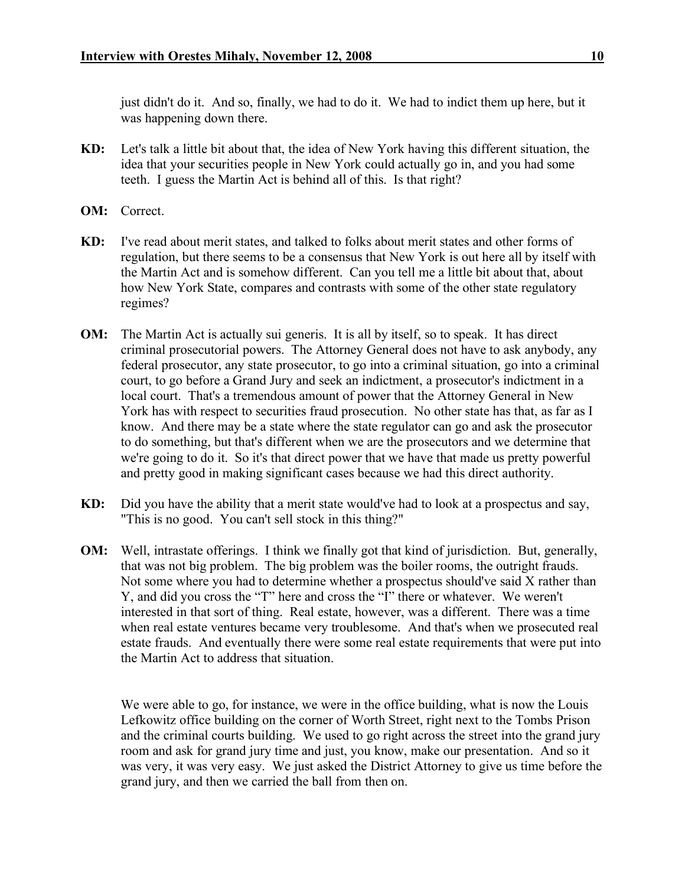just didn't do it. And so, finally, we had to do it. We had to indict them up here, but it was happening down there.

**KD:** Let's talk a little bit about that, the idea of New York having this different situation, the idea that your securities people in New York could actually go in, and you had some teeth. I guess the Martin Act is behind all of this. Is that right?

**OM:** Correct.

**KD:** I've read about merit states, and talked to folks about merit states and other forms of regulation, but there seems to be a consensus that New York is out here all by itself with the Martin Act and is somehow different. Can you tell me a little bit about that, about how New York State, compares and contrasts with some of the other state regulatory regimes?

**OM:** The Martin Act is actually sui generis. It is all by itself, so to speak. It has direct criminal prosecutorial powers. The Attorney General does not have to ask anybody, any federal prosecutor, any state prosecutor, to go into a criminal situation, go into a criminal court, to go before a Grand Jury and seek an indictment, a prosecutor's indictment in a local court. That's a tremendous amount of power that the Attorney General in New York has with respect to securities fraud prosecution. No other state has that, as far as I know. And there may be a state where the state regulator can go and ask the prosecutor to do something, but that's different when we are the prosecutors and we determine that we're going to do it. So it's that direct power that we have that made us pretty powerful and pretty good in making significant cases because we had this direct authority.

**KD:** Did you have the ability that a merit state would've had to look at a prospectus and say, "This is no good. You can't sell stock in this thing?"

**OM:** Well, intrastate offerings. I think we finally got that kind of jurisdiction. But, generally, that was not big problem. The big problem was the boiler rooms, the outright frauds. Not some where you had to determine whether a prospectus should've said X rather than Y, and did you cross the "T" here and cross the "I" there or whatever. We weren't interested in that sort of thing. Real estate, however, was a different. There was a time when real estate ventures became very troublesome. And that's when we prosecuted real estate frauds. And eventually there were some real estate requirements that were put into the Martin Act to address that situation.

We were able to go, for instance, we were in the office building, what is now the Louis Lefkowitz office building on the corner of Worth Street, right next to the Tombs Prison and the criminal courts building. We used to go right across the street into the grand jury room and ask for grand jury time and just, you know, make our presentation. And so it was very, it was very easy. We just asked the District Attorney to give us time before the grand jury, and then we carried the ball from then on.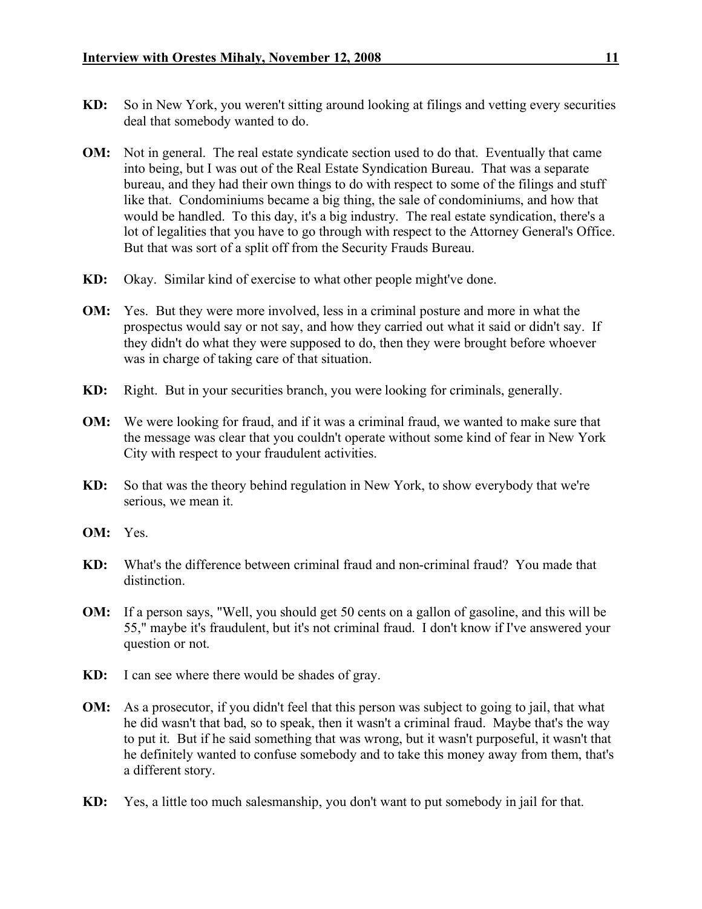**KD:** So in New York, you weren't sitting around looking at filings and vetting every securities deal that somebody wanted to do.

**OM:** Not in general. The real estate syndicate section used to do that. Eventually that came into being, but I was out of the Real Estate Syndication Bureau. That was a separate bureau, and they had their own things to do with respect to some of the filings and stuff like that. Condominiums became a big thing, the sale of condominiums, and how that would be handled. To this day, it's a big industry. The real estate syndication, there's a lot of legalities that you have to go through with respect to the Attorney General's Office. But that was sort of a split off from the Security Frauds Bureau.

**KD:** Okay. Similar kind of exercise to what other people might've done.

**OM:** Yes. But they were more involved, less in a criminal posture and more in what the prospectus would say or not say, and how they carried out what it said or didn't say. If they didn't do what they were supposed to do, then they were brought before whoever was in charge of taking care of that situation.

**KD:** Right. But in your securities branch, you were looking for criminals, generally.

**OM:** We were looking for fraud, and if it was a criminal fraud, we wanted to make sure that the message was clear that you couldn't operate without some kind of fear in New York City with respect to your fraudulent activities.

**KD:** So that was the theory behind regulation in New York, to show everybody that we're serious, we mean it.

**OM:** Yes.

**KD:** What's the difference between criminal fraud and non-criminal fraud? You made that distinction.

**OM:** If a person says, "Well, you should get 50 cents on a gallon of gasoline, and this will be 55," maybe it's fraudulent, but it's not criminal fraud. I don't know if I've answered your question or not.

**KD:** I can see where there would be shades of gray.

**OM:** As a prosecutor, if you didn't feel that this person was subject to going to jail, that what he did wasn't that bad, so to speak, then it wasn't a criminal fraud. Maybe that's the way to put it. But if he said something that was wrong, but it wasn't purposeful, it wasn't that he definitely wanted to confuse somebody and to take this money away from them, that's a different story.

**KD:** Yes, a little too much salesmanship, you don't want to put somebody in jail for that.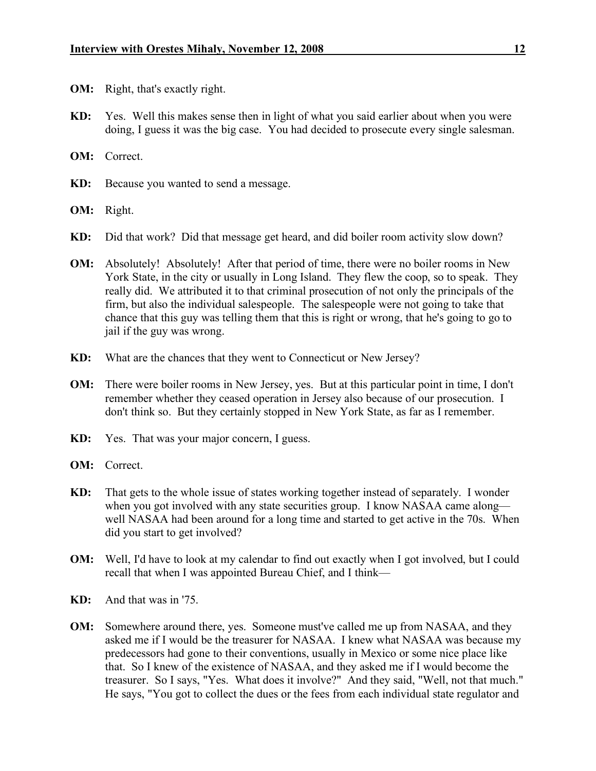**OM:** Right, that's exactly right.

**KD:** Yes. Well this makes sense then in light of what you said earlier about when you were doing, I guess it was the big case. You had decided to prosecute every single salesman.

**OM:** Correct.

**KD:** Because you wanted to send a message.

**OM:** Right.

**KD:** Did that work? Did that message get heard, and did boiler room activity slow down?

**OM:** Absolutely! Absolutely! After that period of time, there were no boiler rooms in New York State, in the city or usually in Long Island. They flew the coop, so to speak. They really did. We attributed it to that criminal prosecution of not only the principals of the firm, but also the individual salespeople. The salespeople were not going to take that chance that this guy was telling them that this is right or wrong, that he's going to go to jail if the guy was wrong.

**KD:** What are the chances that they went to Connecticut or New Jersey?

**OM:** There were boiler rooms in New Jersey, yes. But at this particular point in time, I don't remember whether they ceased operation in Jersey also because of our prosecution. I don't think so. But they certainly stopped in New York State, as far as I remember.

**KD:** Yes. That was your major concern, I guess.

**OM:** Correct.

**KD:** That gets to the whole issue of states working together instead of separately. I wonder when you got involved with any state securities group. I know NASAA came along—well NASAA had been around for a long time and started to get active in the 70s. When did you start to get involved?

**OM:** Well, I'd have to look at my calendar to find out exactly when I got involved, but I could recall that when I was appointed Bureau Chief, and I think—

**KD:** And that was in '75.

**OM:** Somewhere around there, yes. Someone must've called me up from NASAA, and they asked me if I would be the treasurer for NASAA. I knew what NASAA was because my predecessors had gone to their conventions, usually in Mexico or some nice place like that. So I knew of the existence of NASAA, and they asked me if I would become the treasurer. So I says, "Yes. What does it involve?" And they said, "Well, not that much." He says, "You got to collect the dues or the fees from each individual state regulator and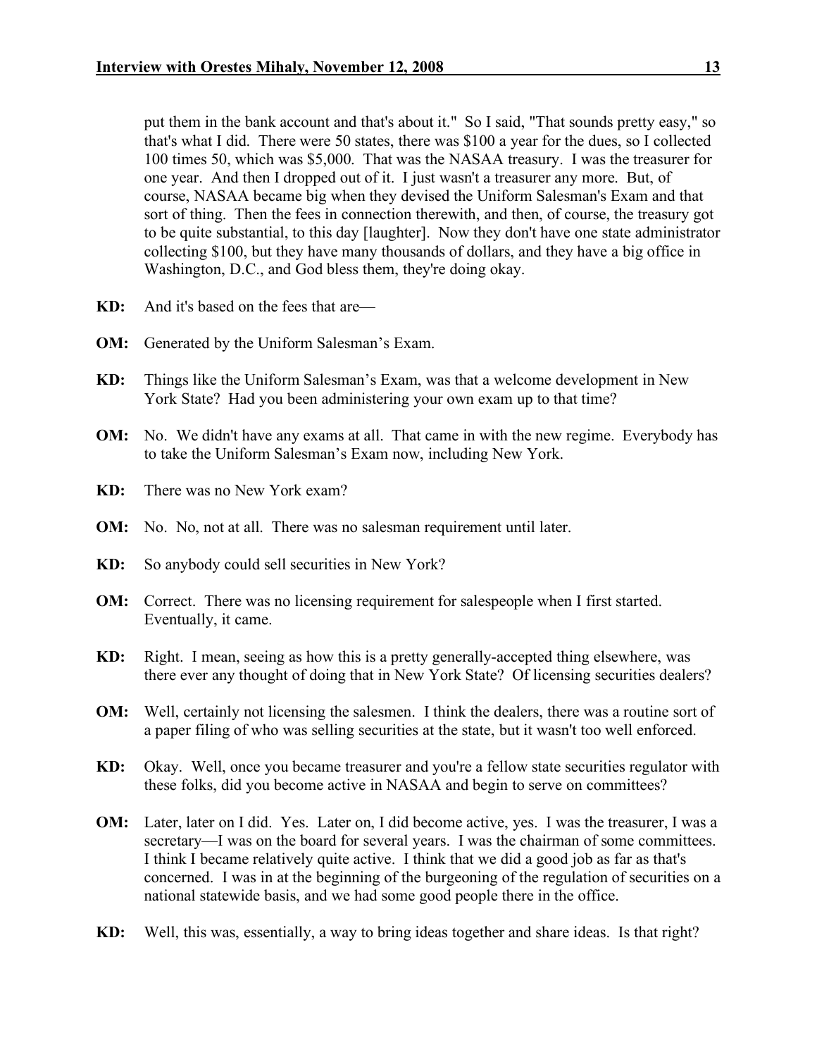put them in the bank account and that's about it." So I said, "That sounds pretty easy," so that's what I did. There were 50 states, there was $100 a year for the dues, so I collected 100 times 50, which was $5,000. That was the NASAA treasury. I was the treasurer for one year. And then I dropped out of it. I just wasn't a treasurer any more. But, of course, NASAA became big when they devised the Uniform Salesman's Exam and that sort of thing. Then the fees in connection therewith, and then, of course, the treasury got to be quite substantial, to this day [laughter]. Now they don't have one state administrator collecting $100, but they have many thousands of dollars, and they have a big office in Washington, D.C., and God bless them, they're doing okay.

**KD:** And it's based on the fees that are—

**OM:** Generated by the Uniform Salesman's Exam.

**KD:** Things like the Uniform Salesman's Exam, was that a welcome development in New York State? Had you been administering your own exam up to that time?

**OM:** No. We didn't have any exams at all. That came in with the new regime. Everybody has to take the Uniform Salesman's Exam now, including New York.

**KD:** There was no New York exam?

**OM:** No. No, not at all. There was no salesman requirement until later.

**KD:** So anybody could sell securities in New York?

**OM:** Correct. There was no licensing requirement for salespeople when I first started. Eventually, it came.

**KD:** Right. I mean, seeing as how this is a pretty generally-accepted thing elsewhere, was there ever any thought of doing that in New York State? Of licensing securities dealers?

**OM:** Well, certainly not licensing the salesmen. I think the dealers, there was a routine sort of a paper filing of who was selling securities at the state, but it wasn't too well enforced.

**KD:** Okay. Well, once you became treasurer and you're a fellow state securities regulator with these folks, did you become active in NASAA and begin to serve on committees?

**OM:** Later, later on I did. Yes. Later on, I did become active, yes. I was the treasurer, I was a secretary—I was on the board for several years. I was the chairman of some committees. I think I became relatively quite active. I think that we did a good job as far as that's concerned. I was in at the beginning of the burgeoning of the regulation of securities on a national statewide basis, and we had some good people there in the office.

**KD:** Well, this was, essentially, a way to bring ideas together and share ideas. Is that right?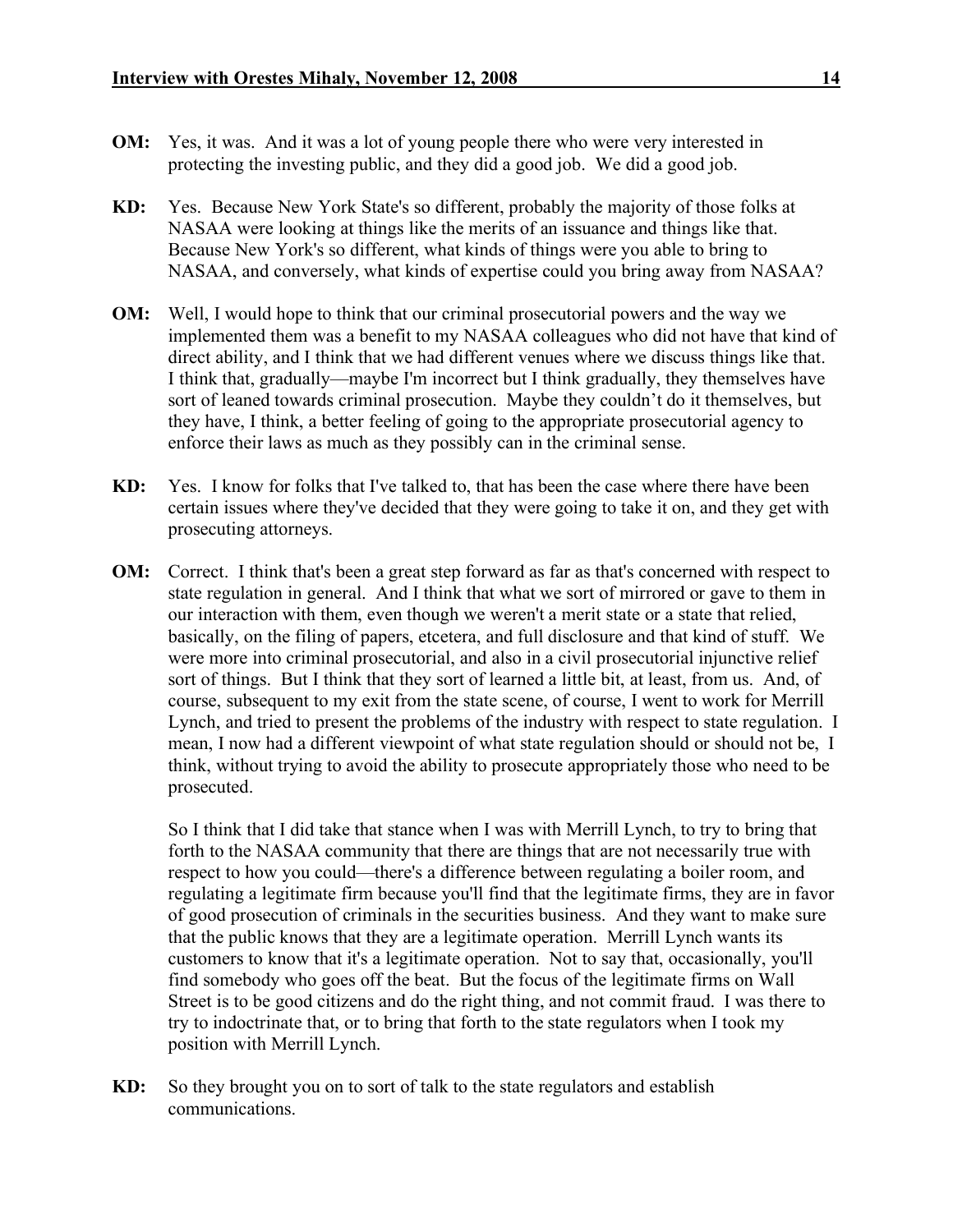**OM:** Yes, it was. And it was a lot of young people there who were very interested in protecting the investing public, and they did a good job. We did a good job.

**KD:** Yes. Because New York State's so different, probably the majority of those folks at NASAA were looking at things like the merits of an issuance and things like that. Because New York's so different, what kinds of things were you able to bring to NASAA, and conversely, what kinds of expertise could you bring away from NASAA?

**OM:** Well, I would hope to think that our criminal prosecutorial powers and the way we implemented them was a benefit to my NASAA colleagues who did not have that kind of direct ability, and I think that we had different venues where we discuss things like that. I think that, gradually—maybe I'm incorrect but I think gradually, they themselves have sort of leaned towards criminal prosecution. Maybe they couldn't do it themselves, but they have, I think, a better feeling of going to the appropriate prosecutorial agency to enforce their laws as much as they possibly can in the criminal sense.

**KD:** Yes. I know for folks that I've talked to, that has been the case where there have been certain issues where they've decided that they were going to take it on, and they get with prosecuting attorneys.

**OM:** Correct. I think that's been a great step forward as far as that's concerned with respect to state regulation in general. And I think that what we sort of mirrored or gave to them in our interaction with them, even though we weren't a merit state or a state that relied, basically, on the filing of papers, etcetera, and full disclosure and that kind of stuff. We were more into criminal prosecutorial, and also in a civil prosecutorial injunctive relief sort of things. But I think that they sort of learned a little bit, at least, from us. And, of course, subsequent to my exit from the state scene, of course, I went to work for Merrill Lynch, and tried to present the problems of the industry with respect to state regulation. I mean, I now had a different viewpoint of what state regulation should or should not be, I think, without trying to avoid the ability to prosecute appropriately those who need to be prosecuted.

So I think that I did take that stance when I was with Merrill Lynch, to try to bring that forth to the NASAA community that there are things that are not necessarily true with respect to how you could—there's a difference between regulating a boiler room, and regulating a legitimate firm because you'll find that the legitimate firms, they are in favor of good prosecution of criminals in the securities business. And they want to make sure that the public knows that they are a legitimate operation. Merrill Lynch wants its customers to know that it's a legitimate operation. Not to say that, occasionally, you'll find somebody who goes off the beat. But the focus of the legitimate firms on Wall Street is to be good citizens and do the right thing, and not commit fraud. I was there to try to indoctrinate that, or to bring that forth to the state regulators when I took my position with Merrill Lynch.

**KD:** So they brought you on to sort of talk to the state regulators and establish communications.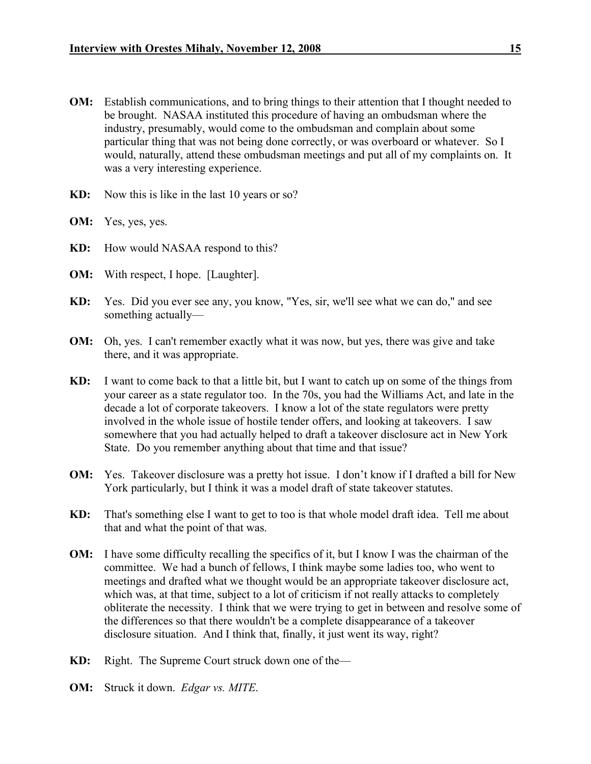**OM:** Establish communications, and to bring things to their attention that I thought needed to be brought. NASAA instituted this procedure of having an ombudsman where the industry, presumably, would come to the ombudsman and complain about some particular thing that was not being done correctly, or was overboard or whatever. So I would, naturally, attend these ombudsman meetings and put all of my complaints on. It was a very interesting experience.

**KD:** Now this is like in the last 10 years or so?

**OM:** Yes, yes, yes.

**KD:** How would NASAA respond to this?

**OM:** With respect, I hope. [Laughter].

**KD:** Yes. Did you ever see any, you know, "Yes, sir, we'll see what we can do," and see something actually—

**OM:** Oh, yes. I can't remember exactly what it was now, but yes, there was give and take there, and it was appropriate.

**KD:** I want to come back to that a little bit, but I want to catch up on some of the things from your career as a state regulator too. In the 70s, you had the Williams Act, and late in the decade a lot of corporate takeovers. I know a lot of the state regulators were pretty involved in the whole issue of hostile tender offers, and looking at takeovers. I saw somewhere that you had actually helped to draft a takeover disclosure act in New York State. Do you remember anything about that time and that issue?

**OM:** Yes. Takeover disclosure was a pretty hot issue. I don't know if I drafted a bill for New York particularly, but I think it was a model draft of state takeover statutes.

**KD:** That's something else I want to get to too is that whole model draft idea. Tell me about that and what the point of that was.

**OM:** I have some difficulty recalling the specifics of it, but I know I was the chairman of the committee. We had a bunch of fellows, I think maybe some ladies too, who went to meetings and drafted what we thought would be an appropriate takeover disclosure act, which was, at that time, subject to a lot of criticism if not really attacks to completely obliterate the necessity. I think that we were trying to get in between and resolve some of the differences so that there wouldn't be a complete disappearance of a takeover disclosure situation. And I think that, finally, it just went its way, right?

**KD:** Right. The Supreme Court struck down one of the—

**OM:** Struck it down. *Edgar vs. MITE*.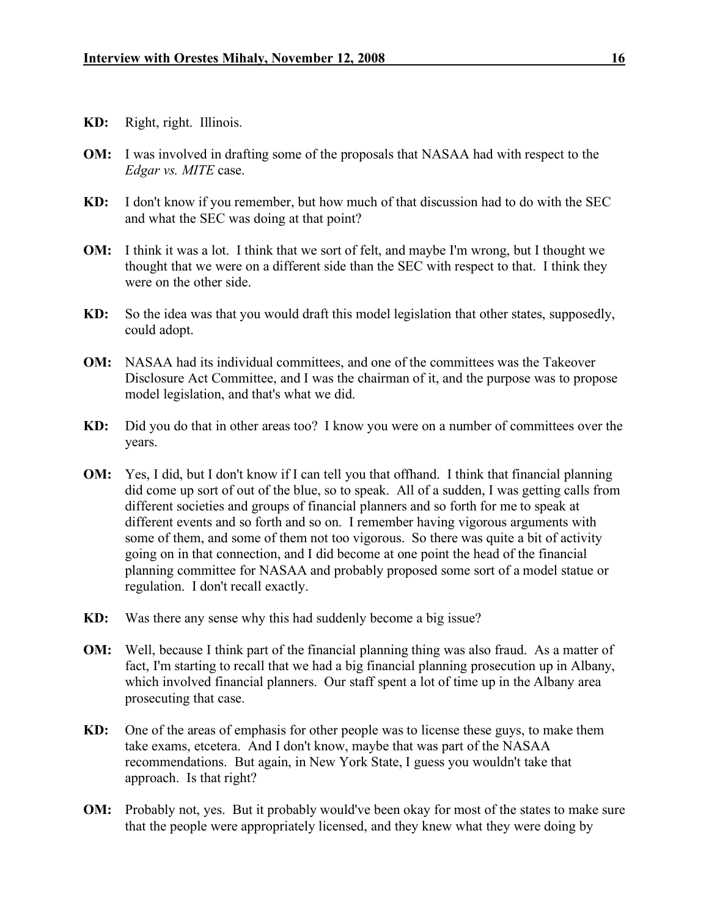**KD:** Right, right. Illinois.

**OM:** I was involved in drafting some of the proposals that NASAA had with respect to the *Edgar vs. MITE* case.

**KD:** I don't know if you remember, but how much of that discussion had to do with the SEC and what the SEC was doing at that point?

**OM:** I think it was a lot. I think that we sort of felt, and maybe I'm wrong, but I thought we thought that we were on a different side than the SEC with respect to that. I think they were on the other side.

**KD:** So the idea was that you would draft this model legislation that other states, supposedly, could adopt.

**OM:** NASAA had its individual committees, and one of the committees was the Takeover Disclosure Act Committee, and I was the chairman of it, and the purpose was to propose model legislation, and that's what we did.

**KD:** Did you do that in other areas too? I know you were on a number of committees over the years.

**OM:** Yes, I did, but I don't know if I can tell you that offhand. I think that financial planning did come up sort of out of the blue, so to speak. All of a sudden, I was getting calls from different societies and groups of financial planners and so forth for me to speak at different events and so forth and so on. I remember having vigorous arguments with some of them, and some of them not too vigorous. So there was quite a bit of activity going on in that connection, and I did become at one point the head of the financial planning committee for NASAA and probably proposed some sort of a model statue or regulation. I don't recall exactly.

**KD:** Was there any sense why this had suddenly become a big issue?

**OM:** Well, because I think part of the financial planning thing was also fraud. As a matter of fact, I'm starting to recall that we had a big financial planning prosecution up in Albany, which involved financial planners. Our staff spent a lot of time up in the Albany area prosecuting that case.

**KD:** One of the areas of emphasis for other people was to license these guys, to make them take exams, etcetera. And I don't know, maybe that was part of the NASAA recommendations. But again, in New York State, I guess you wouldn't take that approach. Is that right?

**OM:** Probably not, yes. But it probably would've been okay for most of the states to make sure that the people were appropriately licensed, and they knew what they were doing by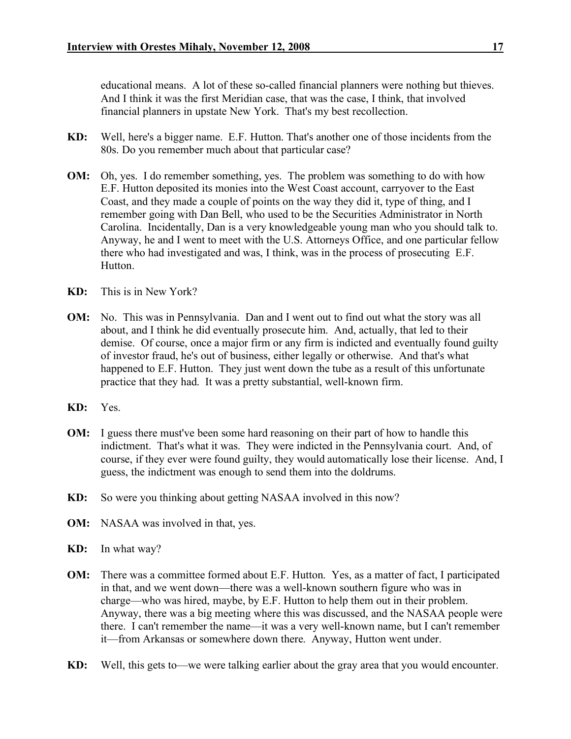educational means. A lot of these so-called financial planners were nothing but thieves. And I think it was the first Meridian case, that was the case, I think, that involved financial planners in upstate New York. That's my best recollection.

**KD:** Well, here's a bigger name. E.F. Hutton. That's another one of those incidents from the 80s. Do you remember much about that particular case?

**OM:** Oh, yes. I do remember something, yes. The problem was something to do with how E.F. Hutton deposited its monies into the West Coast account, carryover to the East Coast, and they made a couple of points on the way they did it, type of thing, and I remember going with Dan Bell, who used to be the Securities Administrator in North Carolina. Incidentally, Dan is a very knowledgeable young man who you should talk to. Anyway, he and I went to meet with the U.S. Attorneys Office, and one particular fellow there who had investigated and was, I think, was in the process of prosecuting E.F. Hutton.

**KD:** This is in New York?

**OM:** No. This was in Pennsylvania. Dan and I went out to find out what the story was all about, and I think he did eventually prosecute him. And, actually, that led to their demise. Of course, once a major firm or any firm is indicted and eventually found guilty of investor fraud, he's out of business, either legally or otherwise. And that's what happened to E.F. Hutton. They just went down the tube as a result of this unfortunate practice that they had. It was a pretty substantial, well-known firm.

**KD:** Yes.

**OM:** I guess there must've been some hard reasoning on their part of how to handle this indictment. That's what it was. They were indicted in the Pennsylvania court. And, of course, if they ever were found guilty, they would automatically lose their license. And, I guess, the indictment was enough to send them into the doldrums.

**KD:** So were you thinking about getting NASAA involved in this now?

**OM:** NASAA was involved in that, yes.

**KD:** In what way?

**OM:** There was a committee formed about E.F. Hutton. Yes, as a matter of fact, I participated in that, and we went down—there was a well-known southern figure who was in charge—who was hired, maybe, by E.F. Hutton to help them out in their problem. Anyway, there was a big meeting where this was discussed, and the NASAA people were there. I can't remember the name—it was a very well-known name, but I can't remember it—from Arkansas or somewhere down there. Anyway, Hutton went under.

**KD:** Well, this gets to—we were talking earlier about the gray area that you would encounter.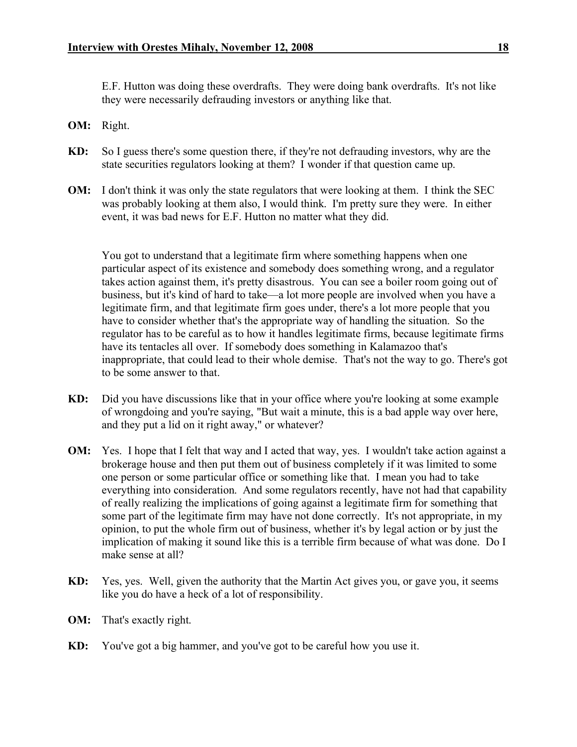E.F. Hutton was doing these overdrafts. They were doing bank overdrafts. It's not like they were necessarily defrauding investors or anything like that.

**OM:** Right.

**KD:** So I guess there's some question there, if they're not defrauding investors, why are the state securities regulators looking at them? I wonder if that question came up.

**OM:** I don't think it was only the state regulators that were looking at them. I think the SEC was probably looking at them also, I would think. I'm pretty sure they were. In either event, it was bad news for E.F. Hutton no matter what they did.

You got to understand that a legitimate firm where something happens when one particular aspect of its existence and somebody does something wrong, and a regulator takes action against them, it's pretty disastrous. You can see a boiler room going out of business, but it's kind of hard to take—a lot more people are involved when you have a legitimate firm, and that legitimate firm goes under, there's a lot more people that you have to consider whether that's the appropriate way of handling the situation. So the regulator has to be careful as to how it handles legitimate firms, because legitimate firms have its tentacles all over. If somebody does something in Kalamazoo that's inappropriate, that could lead to their whole demise. That's not the way to go. There's got to be some answer to that.

**KD:** Did you have discussions like that in your office where you're looking at some example of wrongdoing and you're saying, "But wait a minute, this is a bad apple way over here, and they put a lid on it right away," or whatever?

**OM:** Yes. I hope that I felt that way and I acted that way, yes. I wouldn't take action against a brokerage house and then put them out of business completely if it was limited to some one person or some particular office or something like that. I mean you had to take everything into consideration. And some regulators recently, have not had that capability of really realizing the implications of going against a legitimate firm for something that some part of the legitimate firm may have not done correctly. It's not appropriate, in my opinion, to put the whole firm out of business, whether it's by legal action or by just the implication of making it sound like this is a terrible firm because of what was done. Do I make sense at all?

**KD:** Yes, yes. Well, given the authority that the Martin Act gives you, or gave you, it seems like you do have a heck of a lot of responsibility.

**OM:** That's exactly right.

**KD:** You've got a big hammer, and you've got to be careful how you use it.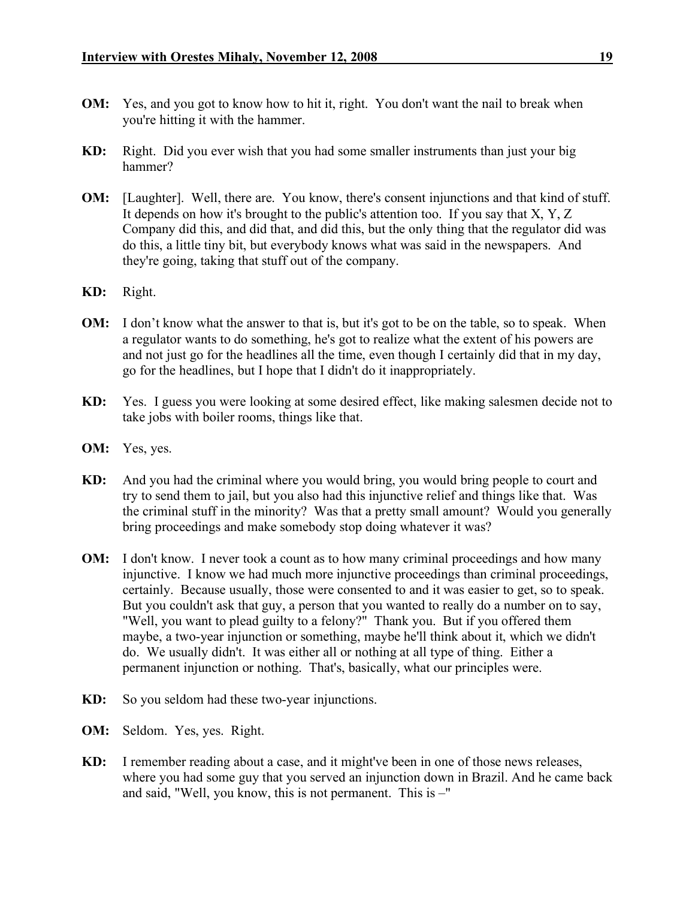**OM:** Yes, and you got to know how to hit it, right. You don't want the nail to break when you're hitting it with the hammer.

**KD:** Right. Did you ever wish that you had some smaller instruments than just your big hammer?

**OM:** [Laughter]. Well, there are. You know, there's consent injunctions and that kind of stuff. It depends on how it's brought to the public's attention too. If you say that X, Y, Z Company did this, and did that, and did this, but the only thing that the regulator did was do this, a little tiny bit, but everybody knows what was said in the newspapers. And they're going, taking that stuff out of the company.

**KD:** Right.

**OM:** I don't know what the answer to that is, but it's got to be on the table, so to speak. When a regulator wants to do something, he's got to realize what the extent of his powers are and not just go for the headlines all the time, even though I certainly did that in my day, go for the headlines, but I hope that I didn't do it inappropriately.

**KD:** Yes. I guess you were looking at some desired effect, like making salesmen decide not to take jobs with boiler rooms, things like that.

**OM:** Yes, yes.

**KD:** And you had the criminal where you would bring, you would bring people to court and try to send them to jail, but you also had this injunctive relief and things like that. Was the criminal stuff in the minority? Was that a pretty small amount? Would you generally bring proceedings and make somebody stop doing whatever it was?

**OM:** I don't know. I never took a count as to how many criminal proceedings and how many injunctive. I know we had much more injunctive proceedings than criminal proceedings, certainly. Because usually, those were consented to and it was easier to get, so to speak. But you couldn't ask that guy, a person that you wanted to really do a number on to say, "Well, you want to plead guilty to a felony?" Thank you. But if you offered them maybe, a two-year injunction or something, maybe he'll think about it, which we didn't do. We usually didn't. It was either all or nothing at all type of thing. Either a permanent injunction or nothing. That's, basically, what our principles were.

**KD:** So you seldom had these two-year injunctions.

**OM:** Seldom. Yes, yes. Right.

**KD:** I remember reading about a case, and it might've been in one of those news releases, where you had some guy that you served an injunction down in Brazil. And he came back and said, "Well, you know, this is not permanent. This is –"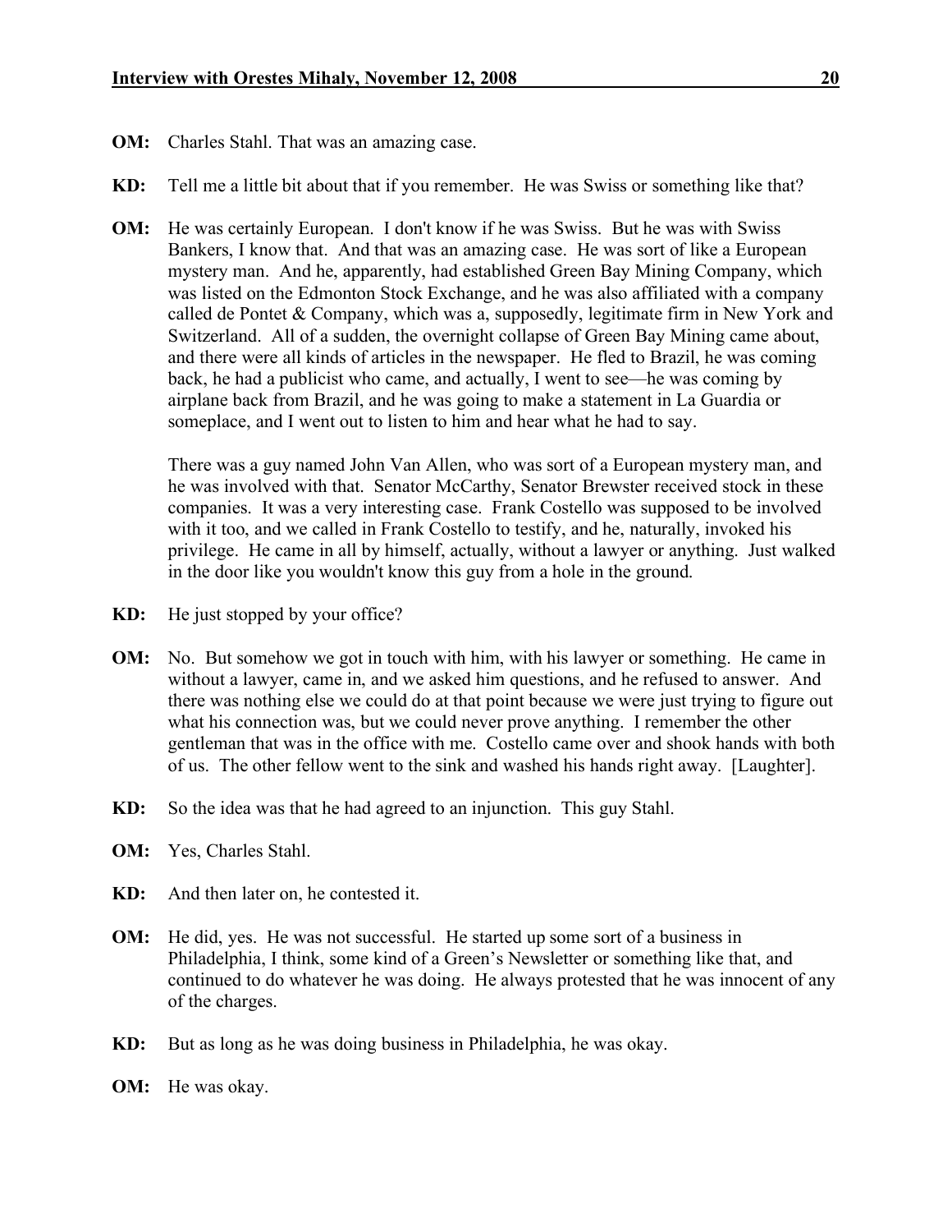**OM:** Charles Stahl. That was an amazing case.

**KD:** Tell me a little bit about that if you remember. He was Swiss or something like that?

**OM:** He was certainly European. I don't know if he was Swiss. But he was with Swiss Bankers, I know that. And that was an amazing case. He was sort of like a European mystery man. And he, apparently, had established Green Bay Mining Company, which was listed on the Edmonton Stock Exchange, and he was also affiliated with a company called de Pontet & Company, which was a, supposedly, legitimate firm in New York and Switzerland. All of a sudden, the overnight collapse of Green Bay Mining came about, and there were all kinds of articles in the newspaper. He fled to Brazil, he was coming back, he had a publicist who came, and actually, I went to see—he was coming by airplane back from Brazil, and he was going to make a statement in La Guardia or someplace, and I went out to listen to him and hear what he had to say.

There was a guy named John Van Allen, who was sort of a European mystery man, and he was involved with that. Senator McCarthy, Senator Brewster received stock in these companies. It was a very interesting case. Frank Costello was supposed to be involved with it too, and we called in Frank Costello to testify, and he, naturally, invoked his privilege. He came in all by himself, actually, without a lawyer or anything. Just walked in the door like you wouldn't know this guy from a hole in the ground.

**KD:** He just stopped by your office?

**OM:** No. But somehow we got in touch with him, with his lawyer or something. He came in without a lawyer, came in, and we asked him questions, and he refused to answer. And there was nothing else we could do at that point because we were just trying to figure out what his connection was, but we could never prove anything. I remember the other gentleman that was in the office with me. Costello came over and shook hands with both of us. The other fellow went to the sink and washed his hands right away. [Laughter].

**KD:** So the idea was that he had agreed to an injunction. This guy Stahl.

**OM:** Yes, Charles Stahl.

**KD:** And then later on, he contested it.

**OM:** He did, yes. He was not successful. He started up some sort of a business in Philadelphia, I think, some kind of a Green's Newsletter or something like that, and continued to do whatever he was doing. He always protested that he was innocent of any of the charges.

**KD:** But as long as he was doing business in Philadelphia, he was okay.

**OM:** He was okay.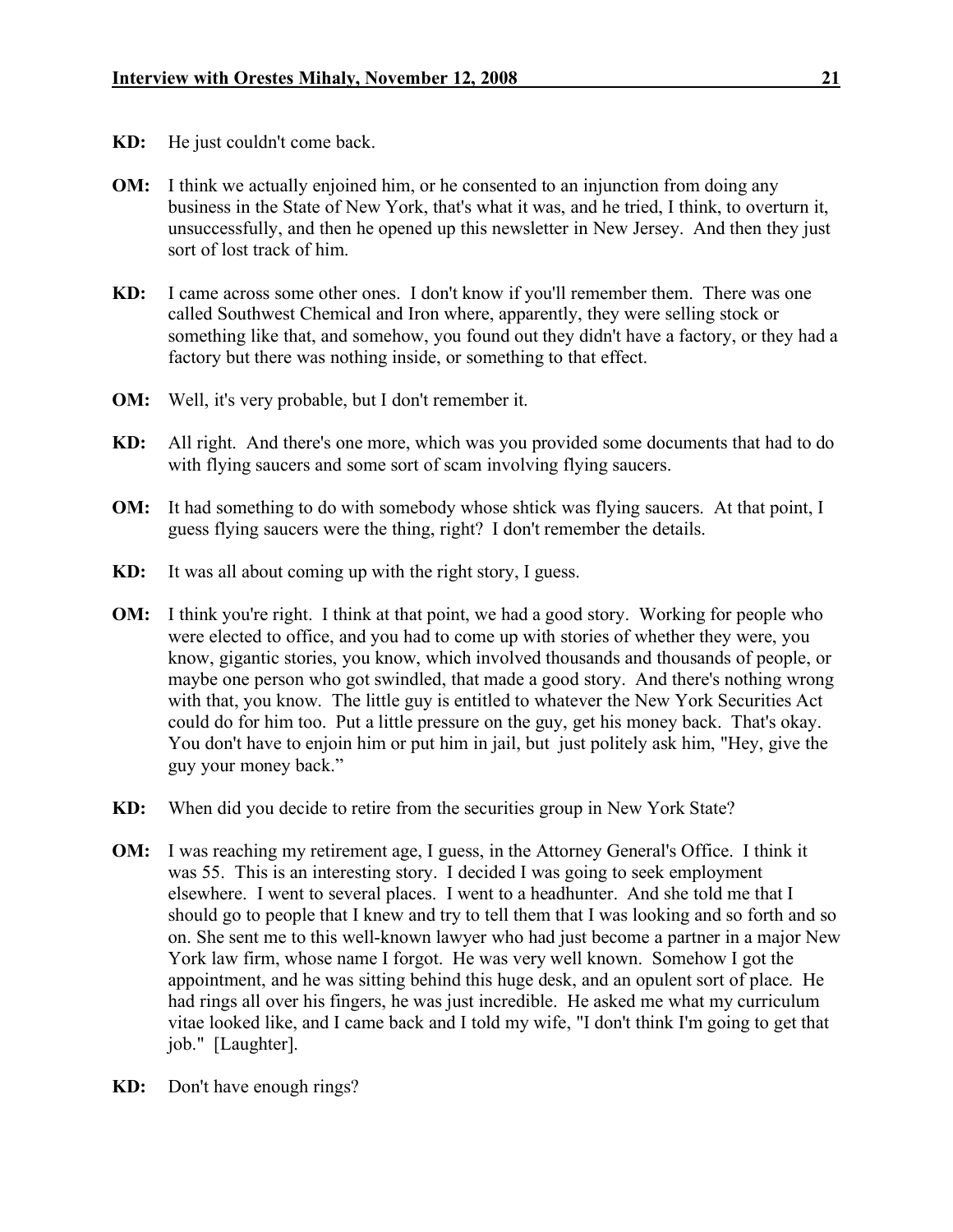**KD:** He just couldn't come back.

**OM:** I think we actually enjoined him, or he consented to an injunction from doing any business in the State of New York, that's what it was, and he tried, I think, to overturn it, unsuccessfully, and then he opened up this newsletter in New Jersey. And then they just sort of lost track of him.

**KD:** I came across some other ones. I don't know if you'll remember them. There was one called Southwest Chemical and Iron where, apparently, they were selling stock or something like that, and somehow, you found out they didn't have a factory, or they had a factory but there was nothing inside, or something to that effect.

**OM:** Well, it's very probable, but I don't remember it.

**KD:** All right. And there's one more, which was you provided some documents that had to do with flying saucers and some sort of scam involving flying saucers.

**OM:** It had something to do with somebody whose shtick was flying saucers. At that point, I guess flying saucers were the thing, right? I don't remember the details.

**KD:** It was all about coming up with the right story, I guess.

**OM:** I think you're right. I think at that point, we had a good story. Working for people who were elected to office, and you had to come up with stories of whether they were, you know, gigantic stories, you know, which involved thousands and thousands of people, or maybe one person who got swindled, that made a good story. And there's nothing wrong with that, you know. The little guy is entitled to whatever the New York Securities Act could do for him too. Put a little pressure on the guy, get his money back. That's okay. You don't have to enjoin him or put him in jail, but just politely ask him, "Hey, give the guy your money back."

**KD:** When did you decide to retire from the securities group in New York State?

**OM:** I was reaching my retirement age, I guess, in the Attorney General's Office. I think it was 55. This is an interesting story. I decided I was going to seek employment elsewhere. I went to several places. I went to a headhunter. And she told me that I should go to people that I knew and try to tell them that I was looking and so forth and so on. She sent me to this well-known lawyer who had just become a partner in a major New York law firm, whose name I forgot. He was very well known. Somehow I got the appointment, and he was sitting behind this huge desk, and an opulent sort of place. He had rings all over his fingers, he was just incredible. He asked me what my curriculum vitae looked like, and I came back and I told my wife, "I don't think I'm going to get that job." [Laughter].

**KD:** Don't have enough rings?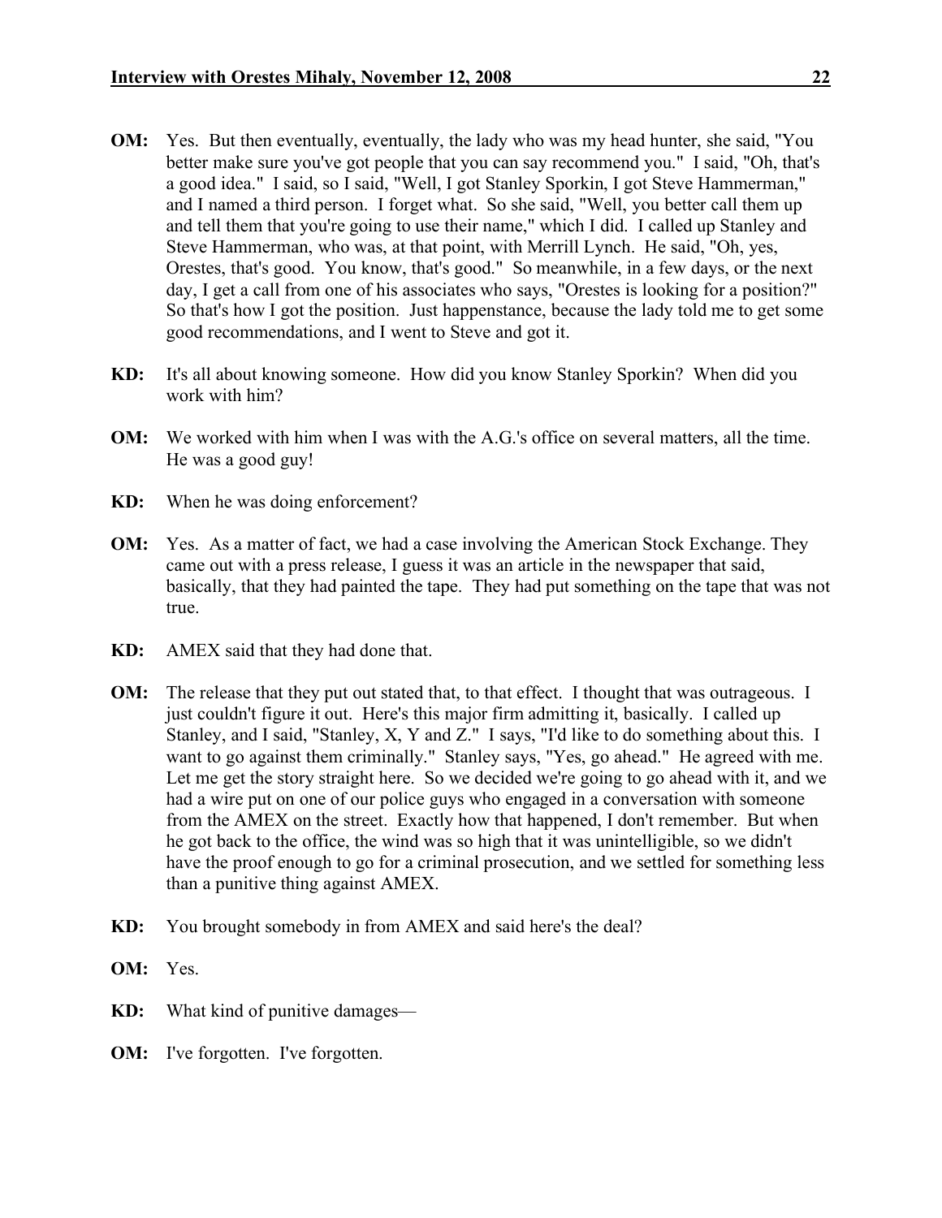**OM:** Yes. But then eventually, eventually, the lady who was my head hunter, she said, "You better make sure you've got people that you can say recommend you." I said, "Oh, that's a good idea." I said, so I said, "Well, I got Stanley Sporkin, I got Steve Hammerman," and I named a third person. I forget what. So she said, "Well, you better call them up and tell them that you're going to use their name," which I did. I called up Stanley and Steve Hammerman, who was, at that point, with Merrill Lynch. He said, "Oh, yes, Orestes, that's good. You know, that's good." So meanwhile, in a few days, or the next day, I get a call from one of his associates who says, "Orestes is looking for a position?" So that's how I got the position. Just happenstance, because the lady told me to get some good recommendations, and I went to Steve and got it.

**KD:** It's all about knowing someone. How did you know Stanley Sporkin? When did you work with him?

**OM:** We worked with him when I was with the A.G.'s office on several matters, all the time. He was a good guy!

**KD:** When he was doing enforcement?

**OM:** Yes. As a matter of fact, we had a case involving the American Stock Exchange. They came out with a press release, I guess it was an article in the newspaper that said, basically, that they had painted the tape. They had put something on the tape that was not true.

**KD:** AMEX said that they had done that.

**OM:** The release that they put out stated that, to that effect. I thought that was outrageous. I just couldn't figure it out. Here's this major firm admitting it, basically. I called up Stanley, and I said, "Stanley, X, Y and Z." I says, "I'd like to do something about this. I want to go against them criminally." Stanley says, "Yes, go ahead." He agreed with me. Let me get the story straight here. So we decided we're going to go ahead with it, and we had a wire put on one of our police guys who engaged in a conversation with someone from the AMEX on the street. Exactly how that happened, I don't remember. But when he got back to the office, the wind was so high that it was unintelligible, so we didn't have the proof enough to go for a criminal prosecution, and we settled for something less than a punitive thing against AMEX.

**KD:** You brought somebody in from AMEX and said here's the deal?

**OM:** Yes.

**KD:** What kind of punitive damages—

**OM:** I've forgotten. I've forgotten.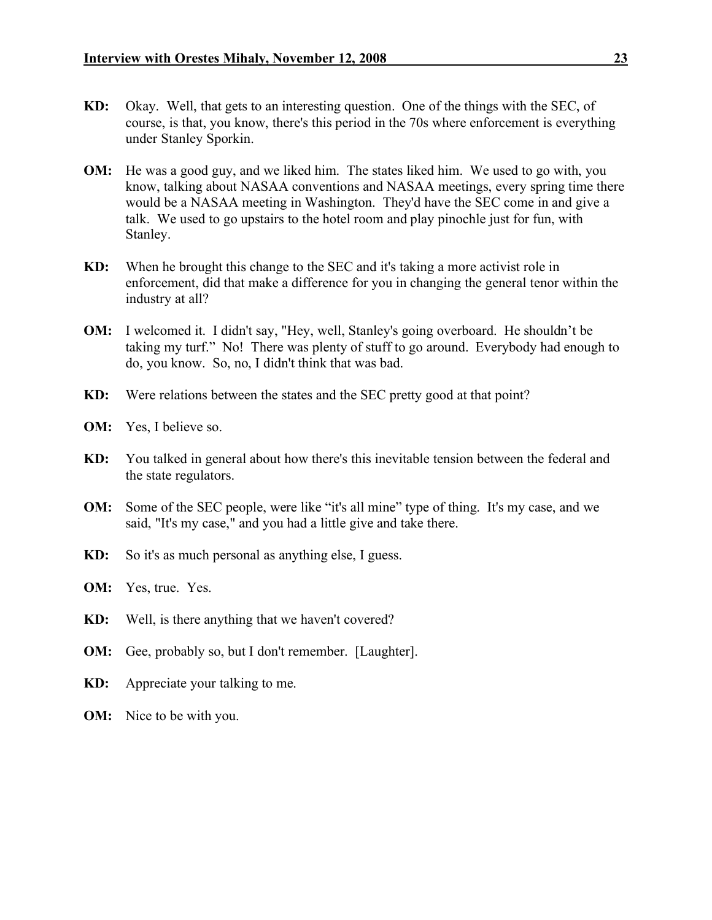**KD:** Okay. Well, that gets to an interesting question. One of the things with the SEC, of course, is that, you know, there's this period in the 70s where enforcement is everything under Stanley Sporkin.

**OM:** He was a good guy, and we liked him. The states liked him. We used to go with, you know, talking about NASAA conventions and NASAA meetings, every spring time there would be a NASAA meeting in Washington. They'd have the SEC come in and give a talk. We used to go upstairs to the hotel room and play pinochle just for fun, with Stanley.

**KD:** When he brought this change to the SEC and it's taking a more activist role in enforcement, did that make a difference for you in changing the general tenor within the industry at all?

**OM:** I welcomed it. I didn't say, "Hey, well, Stanley's going overboard. He shouldn't be taking my turf." No! There was plenty of stuff to go around. Everybody had enough to do, you know. So, no, I didn't think that was bad.

**KD:** Were relations between the states and the SEC pretty good at that point?

**OM:** Yes, I believe so.

**KD:** You talked in general about how there's this inevitable tension between the federal and the state regulators.

**OM:** Some of the SEC people, were like "it's all mine" type of thing. It's my case, and we said, "It's my case," and you had a little give and take there.

**KD:** So it's as much personal as anything else, I guess.

**OM:** Yes, true. Yes.

**KD:** Well, is there anything that we haven't covered?

**OM:** Gee, probably so, but I don't remember. [Laughter].

**KD:** Appreciate your talking to me.

**OM:** Nice to be with you.